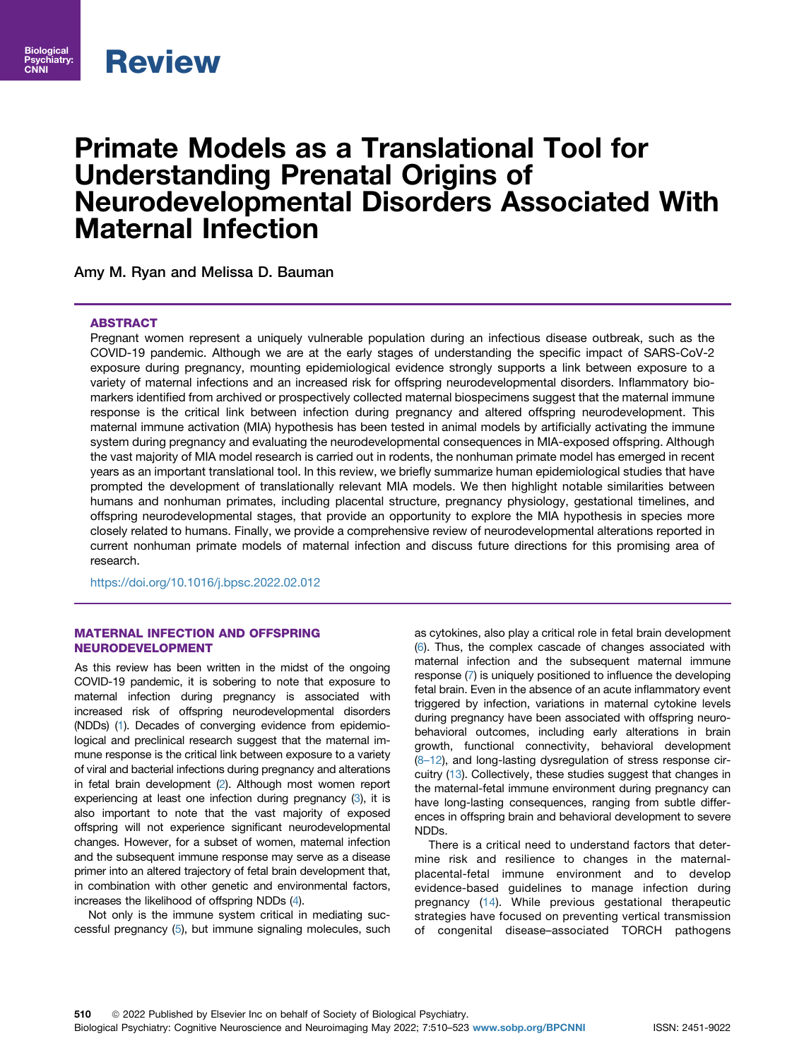Review

# Primate Models as a Translational Tool for Understanding Prenatal Origins of Neurodevelopmental Disorders Associated With Maternal Infection

Amy M. Ryan and Melissa D. Bauman

## ABSTRACT

Pregnant women represent a uniquely vulnerable population during an infectious disease outbreak, such as the COVID-19 pandemic. Although we are at the early stages of understanding the specific impact of SARS-CoV-2 exposure during pregnancy, mounting epidemiological evidence strongly supports a link between exposure to a variety of maternal infections and an increased risk for offspring neurodevelopmental disorders. Inflammatory biomarkers identified from archived or prospectively collected maternal biospecimens suggest that the maternal immune response is the critical link between infection during pregnancy and altered offspring neurodevelopment. This maternal immune activation (MIA) hypothesis has been tested in animal models by artificially activating the immune system during pregnancy and evaluating the neurodevelopmental consequences in MIA-exposed offspring. Although the vast majority of MIA model research is carried out in rodents, the nonhuman primate model has emerged in recent years as an important translational tool. In this review, we briefly summarize human epidemiological studies that have prompted the development of translationally relevant MIA models. We then highlight notable similarities between humans and nonhuman primates, including placental structure, pregnancy physiology, gestational timelines, and offspring neurodevelopmental stages, that provide an opportunity to explore the MIA hypothesis in species more closely related to humans. Finally, we provide a comprehensive review of neurodevelopmental alterations reported in current nonhuman primate models of maternal infection and discuss future directions for this promising area of research.

https://doi.org/10.1016/j.bpsc.2022.02.012

## MATERNAL INFECTION AND OFFSPRING NEURODEVELOPMENT

As this review has been written in the midst of the ongoing COVID-19 pandemic, it is sobering to note that exposure to maternal infection during pregnancy is associated with increased risk of offspring neurodevelopmental disorders (NDDs) (1). Decades of converging evidence from epidemiological and preclinical research suggest that the maternal immune response is the critical link between exposure to a variety of viral and bacterial infections during pregnancy and alterations in fetal brain development (2). Although most women report experiencing at least one infection during pregnancy (3), it is also important to note that the vast majority of exposed offspring will not experience significant neurodevelopmental changes. However, for a subset of women, maternal infection and the subsequent immune response may serve as a disease primer into an altered trajectory of fetal brain development that, in combination with other genetic and environmental factors, increases the likelihood of offspring NDDs (4).

Not only is the immune system critical in mediating successful pregnancy (5), but immune signaling molecules, such as cytokines, also play a critical role in fetal brain development (6). Thus, the complex cascade of changes associated with maternal infection and the subsequent maternal immune response (7) is uniquely positioned to influence the developing fetal brain. Even in the absence of an acute inflammatory event triggered by infection, variations in maternal cytokine levels during pregnancy have been associated with offspring neurobehavioral outcomes, including early alterations in brain growth, functional connectivity, behavioral development (8–12), and long-lasting dysregulation of stress response circuitry (13). Collectively, these studies suggest that changes in the maternal-fetal immune environment during pregnancy can have long-lasting consequences, ranging from subtle differences in offspring brain and behavioral development to severe NDDs.

There is a critical need to understand factors that determine risk and resilience to changes in the maternal-placental-fetal immune environment and to develop evidence-based guidelines to manage infection during pregnancy (14). While previous gestational therapeutic strategies have focused on preventing vertical transmission of congenital disease–associated TORCH pathogens

© 2022 Published by Elsevier Inc on behalf of Society of Biological Psychiatry.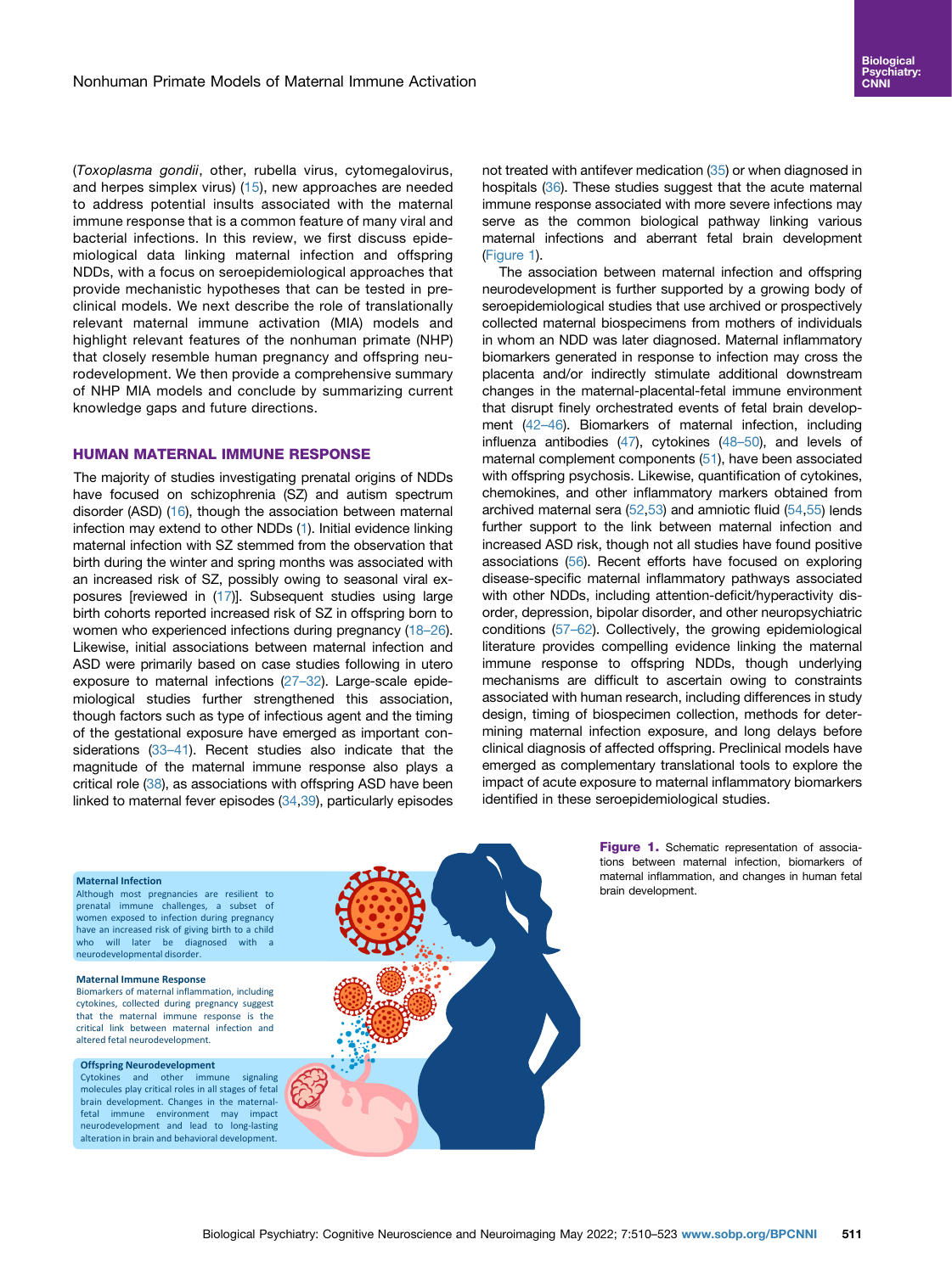(*Toxoplasma gondii*, other, rubella virus, cytomegalovirus, and herpes simplex virus) (15), new approaches are needed to address potential insults associated with the maternal immune response that is a common feature of many viral and bacterial infections. In this review, we first discuss epidemiological data linking maternal infection and offspring NDDs, with a focus on seroepidemiological approaches that provide mechanistic hypotheses that can be tested in preclinical models. We next describe the role of translationally relevant maternal immune activation (MIA) models and highlight relevant features of the nonhuman primate (NHP) that closely resemble human pregnancy and offspring neurodevelopment. We then provide a comprehensive summary of NHP MIA models and conclude by summarizing current knowledge gaps and future directions.

## HUMAN MATERNAL IMMUNE RESPONSE

The majority of studies investigating prenatal origins of NDDs have focused on schizophrenia (SZ) and autism spectrum disorder (ASD) (16), though the association between maternal infection may extend to other NDDs (1). Initial evidence linking maternal infection with SZ stemmed from the observation that birth during the winter and spring months was associated with an increased risk of SZ, possibly owing to seasonal viral exposures [reviewed in (17)]. Subsequent studies using large birth cohorts reported increased risk of SZ in offspring born to women who experienced infections during pregnancy (18–26). Likewise, initial associations between maternal infection and ASD were primarily based on case studies following in utero exposure to maternal infections (27–32). Large-scale epidemiological studies further strengthened this association, though factors such as type of infectious agent and the timing of the gestational exposure have emerged as important considerations (33–41). Recent studies also indicate that the magnitude of the maternal immune response also plays a critical role (38), as associations with offspring ASD have been linked to maternal fever episodes (34,39), particularly episodes not treated with antifever medication (35) or when diagnosed in hospitals (36). These studies suggest that the acute maternal immune response associated with more severe infections may serve as the common biological pathway linking various maternal infections and aberrant fetal brain development (Figure 1).

The association between maternal infection and offspring neurodevelopment is further supported by a growing body of seroepidemiological studies that use archived or prospectively collected maternal biospecimens from mothers of individuals in whom an NDD was later diagnosed. Maternal inflammatory biomarkers generated in response to infection may cross the placenta and/or indirectly stimulate additional downstream changes in the maternal-placental-fetal immune environment that disrupt finely orchestrated events of fetal brain development (42–46). Biomarkers of maternal infection, including influenza antibodies (47), cytokines (48–50), and levels of maternal complement components (51), have been associated with offspring psychosis. Likewise, quantification of cytokines, chemokines, and other inflammatory markers obtained from archived maternal sera (52,53) and amniotic fluid (54,55) lends further support to the link between maternal infection and increased ASD risk, though not all studies have found positive associations (56). Recent efforts have focused on exploring disease-specific maternal inflammatory pathways associated with other NDDs, including attention-deficit/hyperactivity disorder, depression, bipolar disorder, and other neuropsychiatric conditions (57–62). Collectively, the growing epidemiological literature provides compelling evidence linking the maternal immune response to offspring NDDs, though underlying mechanisms are difficult to ascertain owing to constraints associated with human research, including differences in study design, timing of biospecimen collection, methods for determining maternal infection exposure, and long delays before clinical diagnosis of affected offspring. Preclinical models have emerged as complementary translational tools to explore the impact of acute exposure to maternal inflammatory biomarkers identified in these seroepidemiological studies.

**Maternal Infection**
Although most pregnancies are resilient to prenatal immune challenges, a subset of women exposed to infection during pregnancy have an increased risk of giving birth to a child who will later be diagnosed with a neurodevelopmental disorder.

**Maternal Immune Response**
Biomarkers of maternal inflammation, including cytokines, collected during pregnancy suggest that the maternal immune response is the critical link between maternal infection and altered fetal neurodevelopment.

**Offspring Neurodevelopment**
Cytokines and other immune signaling molecules play critical roles in all stages of fetal brain development. Changes in the maternal-fetal immune environment may impact neurodevelopment and lead to long-lasting alteration in brain and behavioral development.

**Figure 1.** Schematic representation of associations between maternal infection, biomarkers of maternal inflammation, and changes in human fetal brain development.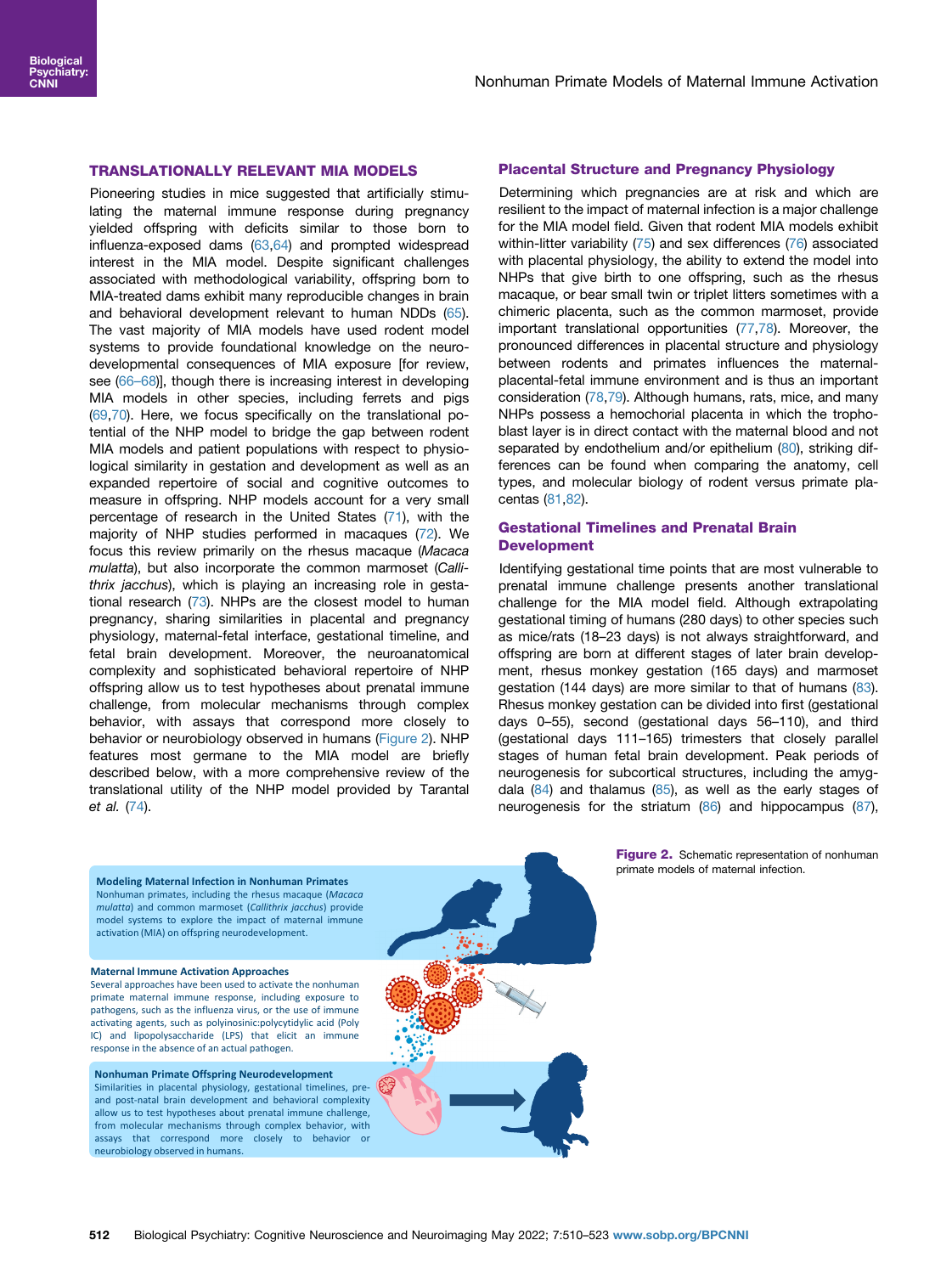## TRANSLATIONALLY RELEVANT MIA MODELS

Pioneering studies in mice suggested that artificially stimulating the maternal immune response during pregnancy yielded offspring with deficits similar to those born to influenza-exposed dams (63,64) and prompted widespread interest in the MIA model. Despite significant challenges associated with methodological variability, offspring born to MIA-treated dams exhibit many reproducible changes in brain and behavioral development relevant to human NDDs (65). The vast majority of MIA models have used rodent model systems to provide foundational knowledge on the neurodevelopmental consequences of MIA exposure [for review, see (66–68)], though there is increasing interest in developing MIA models in other species, including ferrets and pigs (69,70). Here, we focus specifically on the translational potential of the NHP model to bridge the gap between rodent MIA models and patient populations with respect to physiological similarity in gestation and development as well as an expanded repertoire of social and cognitive outcomes to measure in offspring. NHP models account for a very small percentage of research in the United States (71), with the majority of NHP studies performed in macaques (72). We focus this review primarily on the rhesus macaque (*Macaca mulatta*), but also incorporate the common marmoset (*Callithrix jacchus*), which is playing an increasing role in gestational research (73). NHPs are the closest model to human pregnancy, sharing similarities in placental and pregnancy physiology, maternal-fetal interface, gestational timeline, and fetal brain development. Moreover, the neuroanatomical complexity and sophisticated behavioral repertoire of NHP offspring allow us to test hypotheses about prenatal immune challenge, from molecular mechanisms through complex behavior, with assays that correspond more closely to behavior or neurobiology observed in humans (Figure 2). NHP features most germane to the MIA model are briefly described below, with a more comprehensive review of the translational utility of the NHP model provided by Tarantal *et al.* (74).

### Placental Structure and Pregnancy Physiology

Determining which pregnancies are at risk and which are resilient to the impact of maternal infection is a major challenge for the MIA model field. Given that rodent MIA models exhibit within-litter variability (75) and sex differences (76) associated with placental physiology, the ability to extend the model into NHPs that give birth to one offspring, such as the rhesus macaque, or bear small twin or triplet litters sometimes with a chimeric placenta, such as the common marmoset, provide important translational opportunities (77,78). Moreover, the pronounced differences in placental structure and physiology between rodents and primates influences the maternal-placental-fetal immune environment and is thus an important consideration (78,79). Although humans, rats, mice, and many NHPs possess a hemochorial placenta in which the trophoblast layer is in direct contact with the maternal blood and not separated by endothelium and/or epithelium (80), striking differences can be found when comparing the anatomy, cell types, and molecular biology of rodent versus primate placentas (81,82).

### Gestational Timelines and Prenatal Brain Development

Identifying gestational time points that are most vulnerable to prenatal immune challenge presents another translational challenge for the MIA model field. Although extrapolating gestational timing of humans (280 days) to other species such as mice/rats (18–23 days) is not always straightforward, and offspring are born at different stages of later brain development, rhesus monkey gestation (165 days) and marmoset gestation (144 days) are more similar to that of humans (83). Rhesus monkey gestation can be divided into first (gestational days 0–55), second (gestational days 56–110), and third (gestational days 111–165) trimesters that closely parallel stages of human fetal brain development. Peak periods of neurogenesis for subcortical structures, including the amygdala (84) and thalamus (85), as well as the early stages of neurogenesis for the striatum (86) and hippocampus (87),

**Modeling Maternal Infection in Nonhuman Primates**
Nonhuman primates, including the rhesus macaque (*Macaca mulatta*) and common marmoset (*Callithrix jacchus*) provide model systems to explore the impact of maternal immune activation (MIA) on offspring neurodevelopment.

**Maternal Immune Activation Approaches**
Several approaches have been used to activate the nonhuman primate maternal immune response, including exposure to pathogens, such as the influenza virus, or the use of immune activating agents, such as polyinosinic:polycytidylic acid (Poly IC) and lipopolysaccharide (LPS) that elicit an immune response in the absence of an actual pathogen.

**Nonhuman Primate Offspring Neurodevelopment**
Similarities in placental physiology, gestational timelines, pre- and post-natal brain development and behavioral complexity allow us to test hypotheses about prenatal immune challenge, from molecular mechanisms through complex behavior, with assays that correspond more closely to behavior or neurobiology observed in humans.

**Figure 2.** Schematic representation of nonhuman primate models of maternal infection.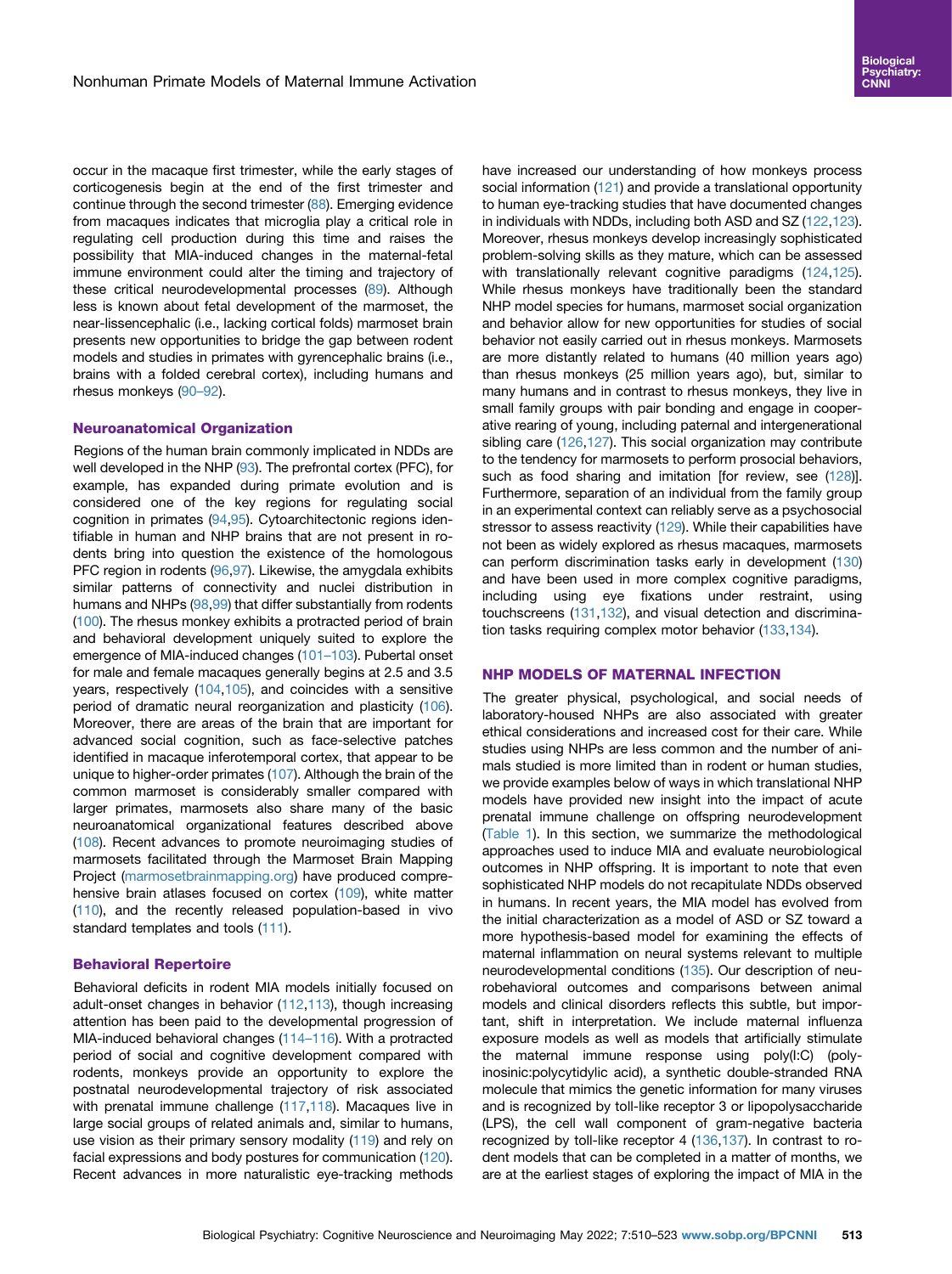occur in the macaque first trimester, while the early stages of corticogenesis begin at the end of the first trimester and continue through the second trimester (88). Emerging evidence from macaques indicates that microglia play a critical role in regulating cell production during this time and raises the possibility that MIA-induced changes in the maternal-fetal immune environment could alter the timing and trajectory of these critical neurodevelopmental processes (89). Although less is known about fetal development of the marmoset, the near-lissencephalic (i.e., lacking cortical folds) marmoset brain presents new opportunities to bridge the gap between rodent models and studies in primates with gyrencephalic brains (i.e., brains with a folded cerebral cortex), including humans and rhesus monkeys (90–92).

### Neuroanatomical Organization

Regions of the human brain commonly implicated in NDDs are well developed in the NHP (93). The prefrontal cortex (PFC), for example, has expanded during primate evolution and is considered one of the key regions for regulating social cognition in primates (94,95). Cytoarchitectonic regions identifiable in human and NHP brains that are not present in rodents bring into question the existence of the homologous PFC region in rodents (96,97). Likewise, the amygdala exhibits similar patterns of connectivity and nuclei distribution in humans and NHPs (98,99) that differ substantially from rodents (100). The rhesus monkey exhibits a protracted period of brain and behavioral development uniquely suited to explore the emergence of MIA-induced changes (101–103). Pubertal onset for male and female macaques generally begins at 2.5 and 3.5 years, respectively (104,105), and coincides with a sensitive period of dramatic neural reorganization and plasticity (106). Moreover, there are areas of the brain that are important for advanced social cognition, such as face-selective patches identified in macaque inferotemporal cortex, that appear to be unique to higher-order primates (107). Although the brain of the common marmoset is considerably smaller compared with larger primates, marmosets also share many of the basic neuroanatomical organizational features described above (108). Recent advances to promote neuroimaging studies of marmosets facilitated through the Marmoset Brain Mapping Project (marmosetbrainmapping.org) have produced comprehensive brain atlases focused on cortex (109), white matter (110), and the recently released population-based in vivo standard templates and tools (111).

### Behavioral Repertoire

Behavioral deficits in rodent MIA models initially focused on adult-onset changes in behavior (112,113), though increasing attention has been paid to the developmental progression of MIA-induced behavioral changes (114–116). With a protracted period of social and cognitive development compared with rodents, monkeys provide an opportunity to explore the postnatal neurodevelopmental trajectory of risk associated with prenatal immune challenge (117,118). Macaques live in large social groups of related animals and, similar to humans, use vision as their primary sensory modality (119) and rely on facial expressions and body postures for communication (120). Recent advances in more naturalistic eye-tracking methods have increased our understanding of how monkeys process social information (121) and provide a translational opportunity to human eye-tracking studies that have documented changes in individuals with NDDs, including both ASD and SZ (122,123). Moreover, rhesus monkeys develop increasingly sophisticated problem-solving skills as they mature, which can be assessed with translationally relevant cognitive paradigms (124,125). While rhesus monkeys have traditionally been the standard NHP model species for humans, marmoset social organization and behavior allow for new opportunities for studies of social behavior not easily carried out in rhesus monkeys. Marmosets are more distantly related to humans (40 million years ago) than rhesus monkeys (25 million years ago), but, similar to many humans and in contrast to rhesus monkeys, they live in small family groups with pair bonding and engage in cooperative rearing of young, including paternal and intergenerational sibling care (126,127). This social organization may contribute to the tendency for marmosets to perform prosocial behaviors, such as food sharing and imitation [for review, see (128)]. Furthermore, separation of an individual from the family group in an experimental context can reliably serve as a psychosocial stressor to assess reactivity (129). While their capabilities have not been as widely explored as rhesus macaques, marmosets can perform discrimination tasks early in development (130) and have been used in more complex cognitive paradigms, including using eye fixations under restraint, using touchscreens (131,132), and visual detection and discrimination tasks requiring complex motor behavior (133,134).

## NHP MODELS OF MATERNAL INFECTION

The greater physical, psychological, and social needs of laboratory-housed NHPs are also associated with greater ethical considerations and increased cost for their care. While studies using NHPs are less common and the number of animals studied is more limited than in rodent or human studies, we provide examples below of ways in which translational NHP models have provided new insight into the impact of acute prenatal immune challenge on offspring neurodevelopment (Table 1). In this section, we summarize the methodological approaches used to induce MIA and evaluate neurobiological outcomes in NHP offspring. It is important to note that even sophisticated NHP models do not recapitulate NDDs observed in humans. In recent years, the MIA model has evolved from the initial characterization as a model of ASD or SZ toward a more hypothesis-based model for examining the effects of maternal inflammation on neural systems relevant to multiple neurodevelopmental conditions (135). Our description of neurobehavioral outcomes and comparisons between animal models and clinical disorders reflects this subtle, but important, shift in interpretation. We include maternal influenza exposure models as well as models that artificially stimulate the maternal immune response using poly(I:C) (polyinosinic:polycytidylic acid), a synthetic double-stranded RNA molecule that mimics the genetic information for many viruses and is recognized by toll-like receptor 3 or lipopolysaccharide (LPS), the cell wall component of gram-negative bacteria recognized by toll-like receptor 4 (136,137). In contrast to rodent models that can be completed in a matter of months, we are at the earliest stages of exploring the impact of MIA in the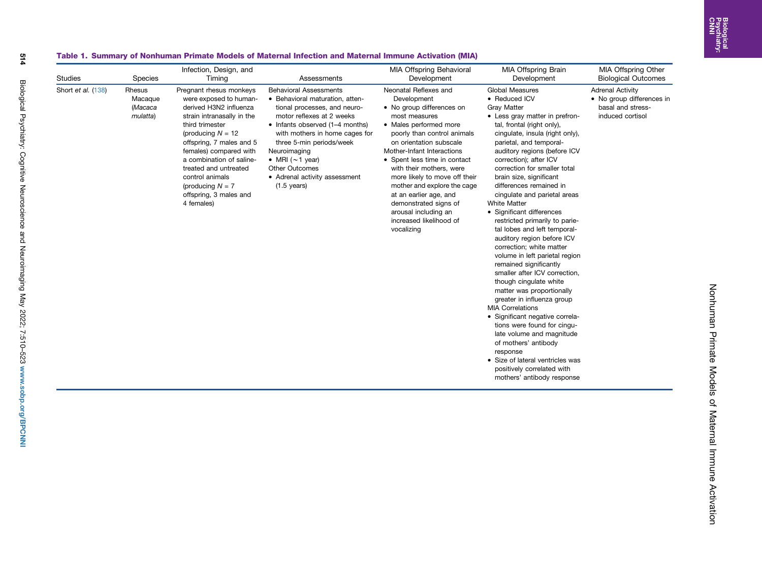**Table 1. Summary of Nonhuman Primate Models of Maternal Infection and Maternal Immune Activation (MIA)**

| Studies | Species | Infection, Design, and Timing | Assessments | MIA Offspring Behavioral Development | MIA Offspring Brain Development | MIA Offspring Other Biological Outcomes |
|---|---|---|---|---|---|---|
| Short *et al.* (138) | Rhesus Macaque (*Macaca mulatta*) | Pregnant rhesus monkeys were exposed to human-derived H3N2 influenza strain intranasally in the third trimester (producing *N* = 12 offspring, 7 males and 5 females) compared with a combination of saline-treated and untreated control animals (producing *N* = 7 offspring, 3 males and 4 females) | Behavioral Assessments<br>• Behavioral maturation, attentional processes, and neuromotor reflexes at 2 weeks<br>• Infants observed (1–4 months) with mothers in home cages for three 5-min periods/week<br>Neuroimaging<br>• MRI (∼1 year)<br>Other Outcomes<br>• Adrenal activity assessment (1.5 years) | Neonatal Reflexes and Development<br>• No group differences on most measures<br>• Males performed more poorly than control animals on orientation subscale<br>Mother-Infant Interactions<br>• Spent less time in contact with their mothers, were more likely to move off their mother and explore the cage at an earlier age, and demonstrated signs of arousal including an increased likelihood of vocalizing | Global Measures<br>• Reduced ICV<br>Gray Matter<br>• Less gray matter in prefrontal, frontal (right only), cingulate, insula (right only), parietal, and temporal-auditory regions (before ICV correction); after ICV correction for smaller total brain size, significant differences remained in cingulate and parietal areas<br>White Matter<br>• Significant differences restricted primarily to parietal lobes and left temporal-auditory region before ICV correction; white matter volume in left parietal region remained significantly smaller after ICV correction, though cingulate white matter was proportionally greater in influenza group<br>MIA Correlations<br>• Significant negative correlations were found for cingulate volume and magnitude of mothers' antibody response<br>• Size of lateral ventricles was positively correlated with mothers' antibody response | Adrenal Activity<br>• No group differences in basal and stress-induced cortisol |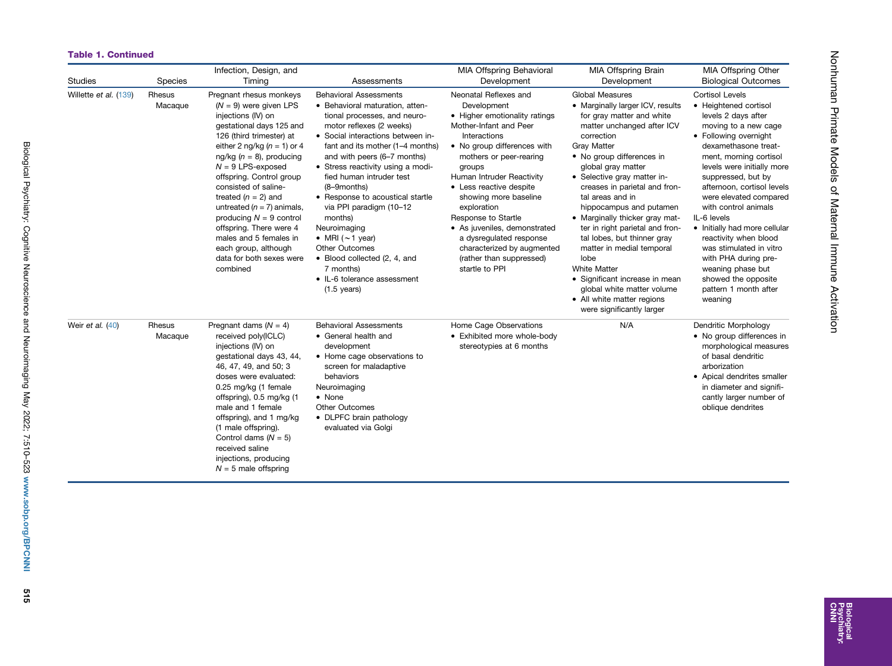**Table 1. Continued**

| Studies | Species | Infection, Design, and Timing | Assessments | MIA Offspring Behavioral Development | MIA Offspring Brain Development | MIA Offspring Other Biological Outcomes |
|---|---|---|---|---|---|---|
| Willette *et al.* (139) | Rhesus Macaque | Pregnant rhesus monkeys ($N = 9$) were given LPS injections (IV) on gestational days 125 and 126 (third trimester) at either 2 ng/kg ($n = 1$) or 4 ng/kg ($n = 8$), producing $N = 9$ LPS-exposed offspring. Control group consisted of saline-treated ($n = 2$) and untreated ($n = 7$) animals, producing $N = 9$ control offspring. There were 4 males and 5 females in each group, although data for both sexes were combined | Behavioral Assessments<br>• Behavioral maturation, attentional processes, and neuromotor reflexes (2 weeks)<br>• Social interactions between infant and its mother (1–4 months) and with peers (6–7 months)<br>• Stress reactivity using a modified human intruder test (8–9months)<br>• Response to acoustical startle via PPI paradigm (10–12 months)<br>Neuroimaging<br>• MRI (~1 year)<br>Other Outcomes<br>• Blood collected (2, 4, and 7 months)<br>• IL-6 tolerance assessment (1.5 years) | Neonatal Reflexes and Development<br>• Higher emotionality ratings<br>Mother-Infant and Peer Interactions<br>• No group differences with mothers or peer-rearing groups<br>Human Intruder Reactivity<br>• Less reactive despite showing more baseline exploration<br>Response to Startle<br>• As juveniles, demonstrated a dysregulated response characterized by augmented (rather than suppressed) startle to PPI | Global Measures<br>• Marginally larger ICV, results for gray matter and white matter unchanged after ICV correction<br>Gray Matter<br>• No group differences in global gray matter<br>• Selective gray matter increases in parietal and frontal areas and in hippocampus and putamen<br>• Marginally thicker gray matter in right parietal and frontal lobes, but thinner gray matter in medial temporal lobe<br>White Matter<br>• Significant increase in mean global white matter volume<br>• All white matter regions were significantly larger | Cortisol Levels<br>• Heightened cortisol levels 2 days after moving to a new cage<br>• Following overnight dexamethasone treatment, morning cortisol levels were initially more suppressed, but by afternoon, cortisol levels were elevated compared with control animals<br>IL-6 levels<br>• Initially had more cellular reactivity when blood was stimulated in vitro with PHA during preweaning phase but showed the opposite pattern 1 month after weaning |
| Weir *et al.* (40) | Rhesus Macaque | Pregnant dams ($N = 4$) received poly(ICLC) injections (IV) on gestational days 43, 44, 46, 47, 49, and 50; 3 doses were evaluated: 0.25 mg/kg (1 female offspring), 0.5 mg/kg (1 male and 1 female offspring), and 1 mg/kg (1 male offspring). Control dams ($N = 5$) received saline injections, producing $N = 5$ male offspring | Behavioral Assessments<br>• General health and development<br>• Home cage observations to screen for maladaptive behaviors<br>Neuroimaging<br>• None<br>Other Outcomes<br>• DLPFC brain pathology evaluated via Golgi | Home Cage Observations<br>• Exhibited more whole-body stereotypies at 6 months | N/A | Dendritic Morphology<br>• No group differences in morphological measures of basal dendritic arborization<br>• Apical dendrites smaller in diameter and significantly larger number of oblique dendrites |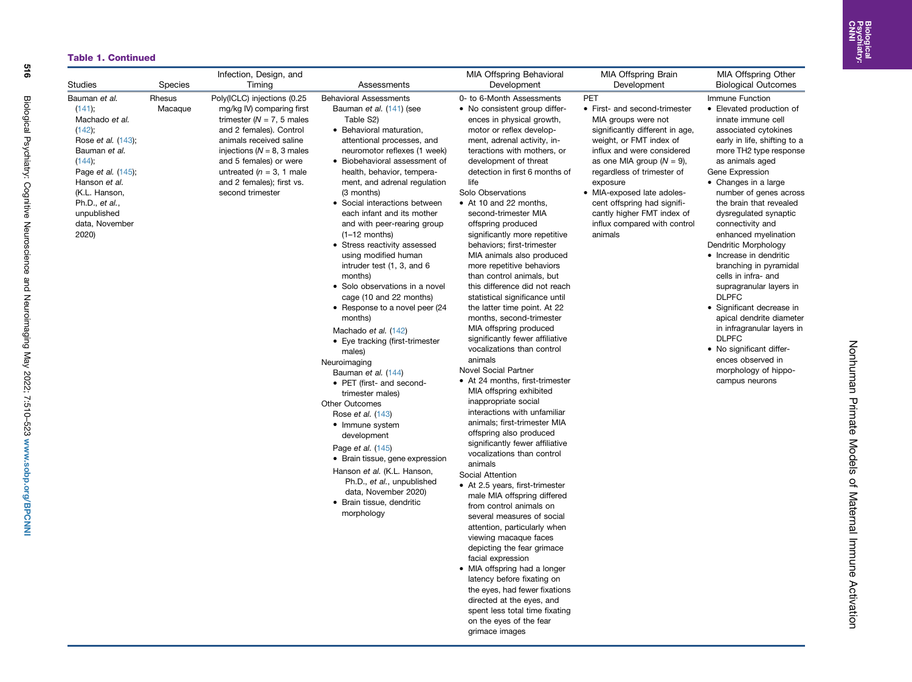**Table 1. Continued**

| Studies | Species | Infection, Design, and Timing | Assessments | MIA Offspring Behavioral Development | MIA Offspring Brain Development | MIA Offspring Other Biological Outcomes |
|---|---|---|---|---|---|---|
| Bauman *et al.* (141); Machado *et al.* (142); Rose *et al.* (143); Bauman *et al.* (144); Page *et al.* (145); Hanson *et al.* (K.L. Hanson, Ph.D., *et al.*, unpublished data, November 2020) | Rhesus Macaque | Poly(ICLC) injections (0.25 mg/kg IV) comparing first trimester (*N* = 7, 5 males and 2 females). Control animals received saline injections (*N* = 8, 3 males and 5 females) or were untreated (*n* = 3, 1 male and 2 females); first vs. second trimester | Behavioral Assessments<br>Bauman *et al.* (141) (see Table S2)<br>• Behavioral maturation, attentional processes, and neuromotor reflexes (1 week)<br>• Biobehavioral assessment of health, behavior, temperament, and adrenal regulation (3 months)<br>• Social interactions between each infant and its mother and with peer-rearing group (1–12 months)<br>• Stress reactivity assessed using modified human intruder test (1, 3, and 6 months)<br>• Solo observations in a novel cage (10 and 22 months)<br>• Response to a novel peer (24 months)<br>Machado *et al.* (142)<br>• Eye tracking (first-trimester males)<br>Neuroimaging<br>Bauman *et al.* (144)<br>• PET (first- and second-trimester males)<br>Other Outcomes<br>Rose *et al.* (143)<br>• Immune system development<br>Page *et al.* (145)<br>• Brain tissue, gene expression<br>Hanson *et al.* (K.L. Hanson, Ph.D., *et al.*, unpublished data, November 2020)<br>• Brain tissue, dendritic morphology | 0- to 6-Month Assessments<br>• No consistent group differences in physical growth, motor or reflex development, adrenal activity, interactions with mothers, or development of threat detection in first 6 months of life<br>Solo Observations<br>• At 10 and 22 months, second-trimester MIA offspring produced significantly more repetitive behaviors; first-trimester MIA animals also produced more repetitive behaviors than control animals, but this difference did not reach statistical significance until the latter time point. At 22 months, second-trimester MIA offspring produced significantly fewer affiliative vocalizations than control animals<br>Novel Social Partner<br>• At 24 months, first-trimester MIA offspring exhibited inappropriate social interactions with unfamiliar animals; first-trimester MIA offspring also produced significantly fewer affiliative vocalizations than control animals<br>Social Attention<br>• At 2.5 years, first-trimester male MIA offspring differed from control animals on several measures of social attention, particularly when viewing macaque faces depicting the fear grimace facial expression<br>• MIA offspring had a longer latency before fixating on the eyes, had fewer fixations directed at the eyes, and spent less total time fixating on the eyes of the fear grimace images | PET<br>• First- and second-trimester MIA groups were not significantly different in age, weight, or FMT index of influx and were considered as one MIA group (*N* = 9), regardless of trimester of exposure<br>• MIA-exposed late adolescent offspring had significantly higher FMT index of influx compared with control animals | Immune Function<br>• Elevated production of innate immune cell associated cytokines early in life, shifting to a more TH2 type response as animals aged<br>Gene Expression<br>• Changes in a large number of genes across the brain that revealed dysregulated synaptic connectivity and enhanced myelination<br>Dendritic Morphology<br>• Increase in dendritic branching in pyramidal cells in infra- and supragranular layers in DLPFC<br>• Significant decrease in apical dendrite diameter in infragranular layers in DLPFC<br>• No significant differences observed in morphology of hippocampus neurons |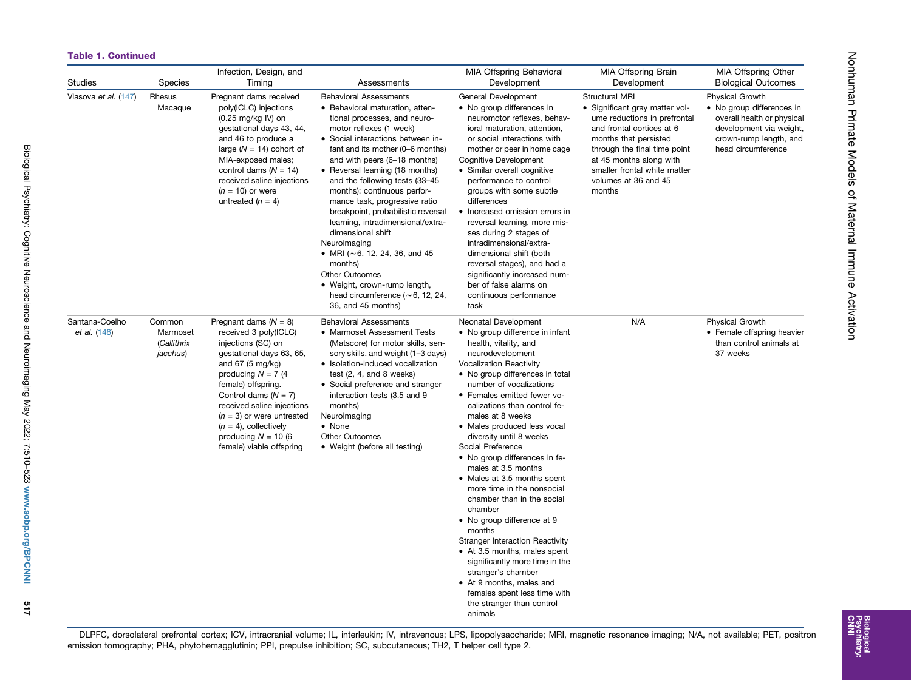**Table 1. Continued**

| Studies | Species | Infection, Design, and Timing | Assessments | MIA Offspring Behavioral Development | MIA Offspring Brain Development | MIA Offspring Other Biological Outcomes |
|---|---|---|---|---|---|---|
| Vlasova *et al.* (147) | Rhesus Macaque | Pregnant dams received poly(ICLC) injections (0.25 mg/kg IV) on gestational days 43, 44, and 46 to produce a large ($N$ = 14) cohort of MIA-exposed males; control dams ($N$ = 14) received saline injections ($n$ = 10) or were untreated ($n$ = 4) | Behavioral Assessments<br>• Behavioral maturation, attentional processes, and neuromotor reflexes (1 week)<br>• Social interactions between infant and its mother (0–6 months) and with peers (6–18 months)<br>• Reversal learning (18 months) and the following tests (33–45 months): continuous performance task, progressive ratio breakpoint, probabilistic reversal learning, intradimensional/extradimensional shift<br>Neuroimaging<br>• MRI (~6, 12, 24, 36, and 45 months)<br>Other Outcomes<br>• Weight, crown-rump length, head circumference (~6, 12, 24, 36, and 45 months) | General Development<br>• No group differences in neuromotor reflexes, behavioral maturation, attention, or social interactions with mother or peer in home cage<br>Cognitive Development<br>• Similar overall cognitive performance to control groups with some subtle differences<br>• Increased omission errors in reversal learning, more misses during 2 stages of intradimensional/extradimensional shift (both reversal stages), and had a significantly increased number of false alarms on continuous performance task | Structural MRI<br>• Significant gray matter volume reductions in prefrontal and frontal cortices at 6 months that persisted through the final time point at 45 months along with smaller frontal white matter volumes at 36 and 45 months | Physical Growth<br>• No group differences in overall health or physical development via weight, crown-rump length, and head circumference |
| Santana-Coelho *et al.* (148) | Common Marmoset (*Callithrix jacchus*) | Pregnant dams ($N$ = 8) received 3 poly(ICLC) injections (SC) on gestational days 63, 65, and 67 (5 mg/kg) producing $N$ = 7 (4 female) offspring. Control dams ($N$ = 7) received saline injections ($n$ = 3) or were untreated ($n$ = 4), collectively producing $N$ = 10 (6 female) viable offspring | Behavioral Assessments<br>• Marmoset Assessment Tests (Matscore) for motor skills, sensory skills, and weight (1–3 days)<br>• Isolation-induced vocalization test (2, 4, and 8 weeks)<br>• Social preference and stranger interaction tests (3.5 and 9 months)<br>Neuroimaging<br>• None<br>Other Outcomes<br>• Weight (before all testing) | Neonatal Development<br>• No group difference in infant health, vitality, and neurodevelopment<br>Vocalization Reactivity<br>• No group differences in total number of vocalizations<br>• Females emitted fewer vocalizations than control females at 8 weeks<br>• Males produced less vocal diversity until 8 weeks<br>Social Preference<br>• No group differences in females at 3.5 months<br>• Males at 3.5 months spent more time in the nonsocial chamber than in the social chamber<br>• No group difference at 9 months<br>Stranger Interaction Reactivity<br>• At 3.5 months, males spent significantly more time in the stranger's chamber<br>• At 9 months, males and females spent less time with the stranger than control animals | N/A | Physical Growth<br>• Female offspring heavier than control animals at 37 weeks |

DLPFC, dorsolateral prefrontal cortex; ICV, intracranial volume; IL, interleukin; IV, intravenous; LPS, lipopolysaccharide; MRI, magnetic resonance imaging; N/A, not available; PET, positron emission tomography; PHA, phytohemagglutinin; PPI, prepulse inhibition; SC, subcutaneous; TH2, T helper cell type 2.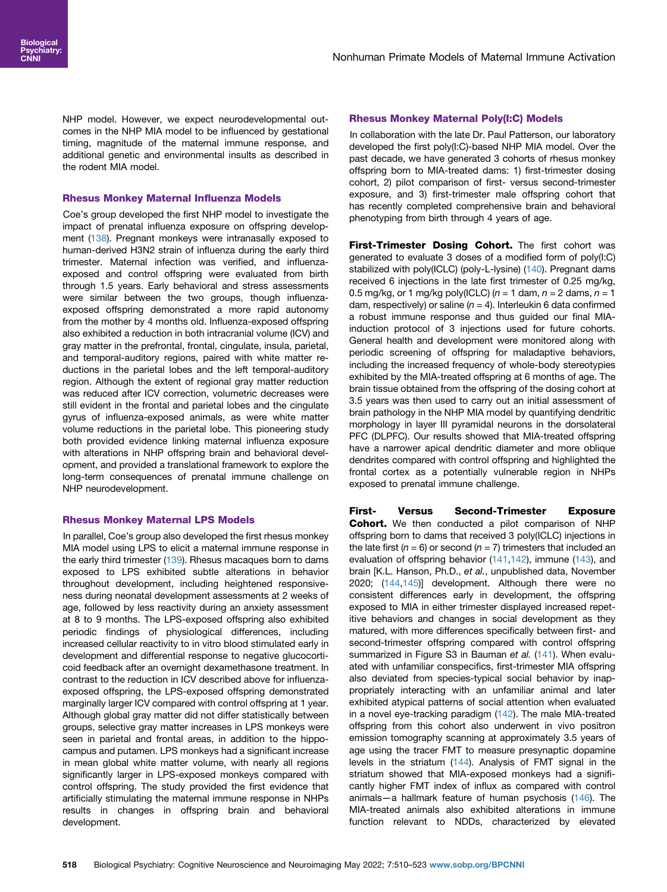NHP model. However, we expect neurodevelopmental outcomes in the NHP MIA model to be influenced by gestational timing, magnitude of the maternal immune response, and additional genetic and environmental insults as described in the rodent MIA model.

### Rhesus Monkey Maternal Influenza Models

Coe's group developed the first NHP model to investigate the impact of prenatal influenza exposure on offspring development (138). Pregnant monkeys were intranasally exposed to human-derived H3N2 strain of influenza during the early third trimester. Maternal infection was verified, and influenza-exposed and control offspring were evaluated from birth through 1.5 years. Early behavioral and stress assessments were similar between the two groups, though influenza-exposed offspring demonstrated a more rapid autonomy from the mother by 4 months old. Influenza-exposed offspring also exhibited a reduction in both intracranial volume (ICV) and gray matter in the prefrontal, frontal, cingulate, insula, parietal, and temporal-auditory regions, paired with white matter reductions in the parietal lobes and the left temporal-auditory region. Although the extent of regional gray matter reduction was reduced after ICV correction, volumetric decreases were still evident in the frontal and parietal lobes and the cingulate gyrus of influenza-exposed animals, as were white matter volume reductions in the parietal lobe. This pioneering study both provided evidence linking maternal influenza exposure with alterations in NHP offspring brain and behavioral development, and provided a translational framework to explore the long-term consequences of prenatal immune challenge on NHP neurodevelopment.

### Rhesus Monkey Maternal LPS Models

In parallel, Coe's group also developed the first rhesus monkey MIA model using LPS to elicit a maternal immune response in the early third trimester (139). Rhesus macaques born to dams exposed to LPS exhibited subtle alterations in behavior throughout development, including heightened responsiveness during neonatal development assessments at 2 weeks of age, followed by less reactivity during an anxiety assessment at 8 to 9 months. The LPS-exposed offspring also exhibited periodic findings of physiological differences, including increased cellular reactivity to in vitro blood stimulated early in development and differential response to negative glucocorticoid feedback after an overnight dexamethasone treatment. In contrast to the reduction in ICV described above for influenza-exposed offspring, the LPS-exposed offspring demonstrated marginally larger ICV compared with control offspring at 1 year. Although global gray matter did not differ statistically between groups, selective gray matter increases in LPS monkeys were seen in parietal and frontal areas, in addition to the hippocampus and putamen. LPS monkeys had a significant increase in mean global white matter volume, with nearly all regions significantly larger in LPS-exposed monkeys compared with control offspring. The study provided the first evidence that artificially stimulating the maternal immune response in NHPs results in changes in offspring brain and behavioral development.

### Rhesus Monkey Maternal Poly(I:C) Models

In collaboration with the late Dr. Paul Patterson, our laboratory developed the first poly(I:C)-based NHP MIA model. Over the past decade, we have generated 3 cohorts of rhesus monkey offspring born to MIA-treated dams: 1) first-trimester dosing cohort, 2) pilot comparison of first- versus second-trimester exposure, and 3) first-trimester male offspring cohort that has recently completed comprehensive brain and behavioral phenotyping from birth through 4 years of age.

**First-Trimester Dosing Cohort.** The first cohort was generated to evaluate 3 doses of a modified form of poly(I:C) stabilized with poly(ICLC) (poly-L-lysine) (140). Pregnant dams received 6 injections in the late first trimester of 0.25 mg/kg, 0.5 mg/kg, or 1 mg/kg poly(ICLC) ($n$ = 1 dam, $n$ = 2 dams, $n$ = 1 dam, respectively) or saline ($n$ = 4). Interleukin 6 data confirmed a robust immune response and thus guided our final MIA-induction protocol of 3 injections used for future cohorts. General health and development were monitored along with periodic screening of offspring for maladaptive behaviors, including the increased frequency of whole-body stereotypies exhibited by the MIA-treated offspring at 6 months of age. The brain tissue obtained from the offspring of the dosing cohort at 3.5 years was then used to carry out an initial assessment of brain pathology in the NHP MIA model by quantifying dendritic morphology in layer III pyramidal neurons in the dorsolateral PFC (DLPFC). Our results showed that MIA-treated offspring have a narrower apical dendritic diameter and more oblique dendrites compared with control offspring and highlighted the frontal cortex as a potentially vulnerable region in NHPs exposed to prenatal immune challenge.

**First- Versus Second-Trimester Exposure Cohort.** We then conducted a pilot comparison of NHP offspring born to dams that received 3 poly(ICLC) injections in the late first ($n$ = 6) or second ($n$ = 7) trimesters that included an evaluation of offspring behavior (141,142), immune (143), and brain [K.L. Hanson, Ph.D., *et al.*, unpublished data, November 2020; (144,145)] development. Although there were no consistent differences early in development, the offspring exposed to MIA in either trimester displayed increased repetitive behaviors and changes in social development as they matured, with more differences specifically between first- and second-trimester offspring compared with control offspring summarized in Figure S3 in Bauman *et al.* (141). When evaluated with unfamiliar conspecifics, first-trimester MIA offspring also deviated from species-typical social behavior by inappropriately interacting with an unfamiliar animal and later exhibited atypical patterns of social attention when evaluated in a novel eye-tracking paradigm (142). The male MIA-treated offspring from this cohort also underwent in vivo positron emission tomography scanning at approximately 3.5 years of age using the tracer FMT to measure presynaptic dopamine levels in the striatum (144). Analysis of FMT signal in the striatum showed that MIA-exposed monkeys had a significantly higher FMT index of influx as compared with control animals—a hallmark feature of human psychosis (146). The MIA-treated animals also exhibited alterations in immune function relevant to NDDs, characterized by elevated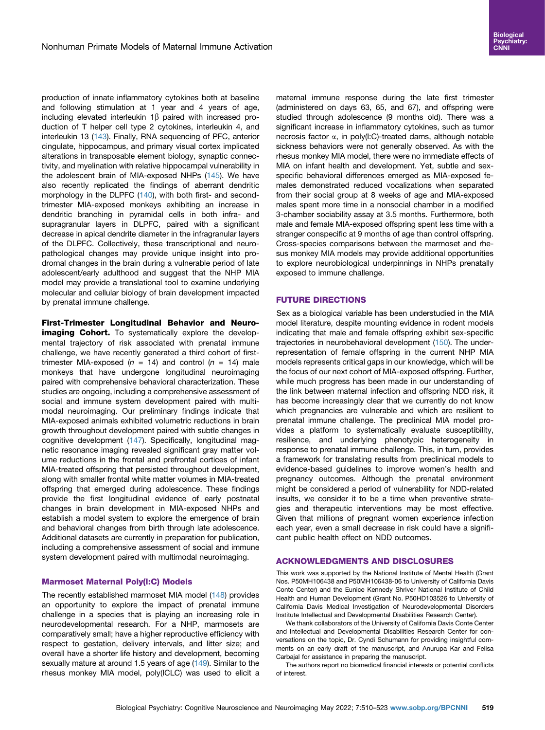production of innate inflammatory cytokines both at baseline and following stimulation at 1 year and 4 years of age, including elevated interleukin 1β paired with increased production of T helper cell type 2 cytokines, interleukin 4, and interleukin 13 (143). Finally, RNA sequencing of PFC, anterior cingulate, hippocampus, and primary visual cortex implicated alterations in transposable element biology, synaptic connectivity, and myelination with relative hippocampal vulnerability in the adolescent brain of MIA-exposed NHPs (145). We have also recently replicated the findings of aberrant dendritic morphology in the DLPFC (140), with both first- and second-trimester MIA-exposed monkeys exhibiting an increase in dendritic branching in pyramidal cells in both infra- and supragranular layers in DLPFC, paired with a significant decrease in apical dendrite diameter in the infragranular layers of the DLPFC. Collectively, these transcriptional and neuropathological changes may provide unique insight into prodromal changes in the brain during a vulnerable period of late adolescent/early adulthood and suggest that the NHP MIA model may provide a translational tool to examine underlying molecular and cellular biology of brain development impacted by prenatal immune challenge.

**First-Trimester Longitudinal Behavior and Neuroimaging Cohort.** To systematically explore the developmental trajectory of risk associated with prenatal immune challenge, we have recently generated a third cohort of first-trimester MIA-exposed ($n$ = 14) and control ($n$ = 14) male monkeys that have undergone longitudinal neuroimaging paired with comprehensive behavioral characterization. These studies are ongoing, including a comprehensive assessment of social and immune system development paired with multimodal neuroimaging. Our preliminary findings indicate that MIA-exposed animals exhibited volumetric reductions in brain growth throughout development paired with subtle changes in cognitive development (147). Specifically, longitudinal magnetic resonance imaging revealed significant gray matter volume reductions in the frontal and prefrontal cortices of infant MIA-treated offspring that persisted throughout development, along with smaller frontal white matter volumes in MIA-treated offspring that emerged during adolescence. These findings provide the first longitudinal evidence of early postnatal changes in brain development in MIA-exposed NHPs and establish a model system to explore the emergence of brain and behavioral changes from birth through late adolescence. Additional datasets are currently in preparation for publication, including a comprehensive assessment of social and immune system development paired with multimodal neuroimaging.

### Marmoset Maternal Poly(I:C) Models

The recently established marmoset MIA model (148) provides an opportunity to explore the impact of prenatal immune challenge in a species that is playing an increasing role in neurodevelopmental research. For a NHP, marmosets are comparatively small; have a higher reproductive efficiency with respect to gestation, delivery intervals, and litter size; and overall have a shorter life history and development, becoming sexually mature at around 1.5 years of age (149). Similar to the rhesus monkey MIA model, poly(ICLC) was used to elicit a maternal immune response during the late first trimester (administered on days 63, 65, and 67), and offspring were studied through adolescence (9 months old). There was a significant increase in inflammatory cytokines, such as tumor necrosis factor α, in poly(I:C)-treated dams, although notable sickness behaviors were not generally observed. As with the rhesus monkey MIA model, there were no immediate effects of MIA on infant health and development. Yet, subtle and sex-specific behavioral differences emerged as MIA-exposed females demonstrated reduced vocalizations when separated from their social group at 8 weeks of age and MIA-exposed males spent more time in a nonsocial chamber in a modified 3-chamber sociability assay at 3.5 months. Furthermore, both male and female MIA-exposed offspring spent less time with a stranger conspecific at 9 months of age than control offspring. Cross-species comparisons between the marmoset and rhesus monkey MIA models may provide additional opportunities to explore neurobiological underpinnings in NHPs prenatally exposed to immune challenge.

## FUTURE DIRECTIONS

Sex as a biological variable has been understudied in the MIA model literature, despite mounting evidence in rodent models indicating that male and female offspring exhibit sex-specific trajectories in neurobehavioral development (150). The underrepresentation of female offspring in the current NHP MIA models represents critical gaps in our knowledge, which will be the focus of our next cohort of MIA-exposed offspring. Further, while much progress has been made in our understanding of the link between maternal infection and offspring NDD risk, it has become increasingly clear that we currently do not know which pregnancies are vulnerable and which are resilient to prenatal immune challenge. The preclinical MIA model provides a platform to systematically evaluate susceptibility, resilience, and underlying phenotypic heterogeneity in response to prenatal immune challenge. This, in turn, provides a framework for translating results from preclinical models to evidence-based guidelines to improve women's health and pregnancy outcomes. Although the prenatal environment might be considered a period of vulnerability for NDD-related insults, we consider it to be a time when preventive strategies and therapeutic interventions may be most effective. Given that millions of pregnant women experience infection each year, even a small decrease in risk could have a significant public health effect on NDD outcomes.

## ACKNOWLEDGMENTS AND DISCLOSURES

This work was supported by the National Institute of Mental Health (Grant Nos. P50MH106438 and P50MH106438-06 to University of California Davis Conte Center) and the Eunice Kennedy Shriver National Institute of Child Health and Human Development (Grant No. P50HD103526 to University of California Davis Medical Investigation of Neurodevelopmental Disorders Institute Intellectual and Developmental Disabilities Research Center).

We thank collaborators of the University of California Davis Conte Center and Intellectual and Developmental Disabilities Research Center for conversations on the topic, Dr. Cyndi Schumann for providing insightful comments on an early draft of the manuscript, and Anurupa Kar and Felisa Carbajal for assistance in preparing the manuscript.

The authors report no biomedical financial interests or potential conflicts of interest.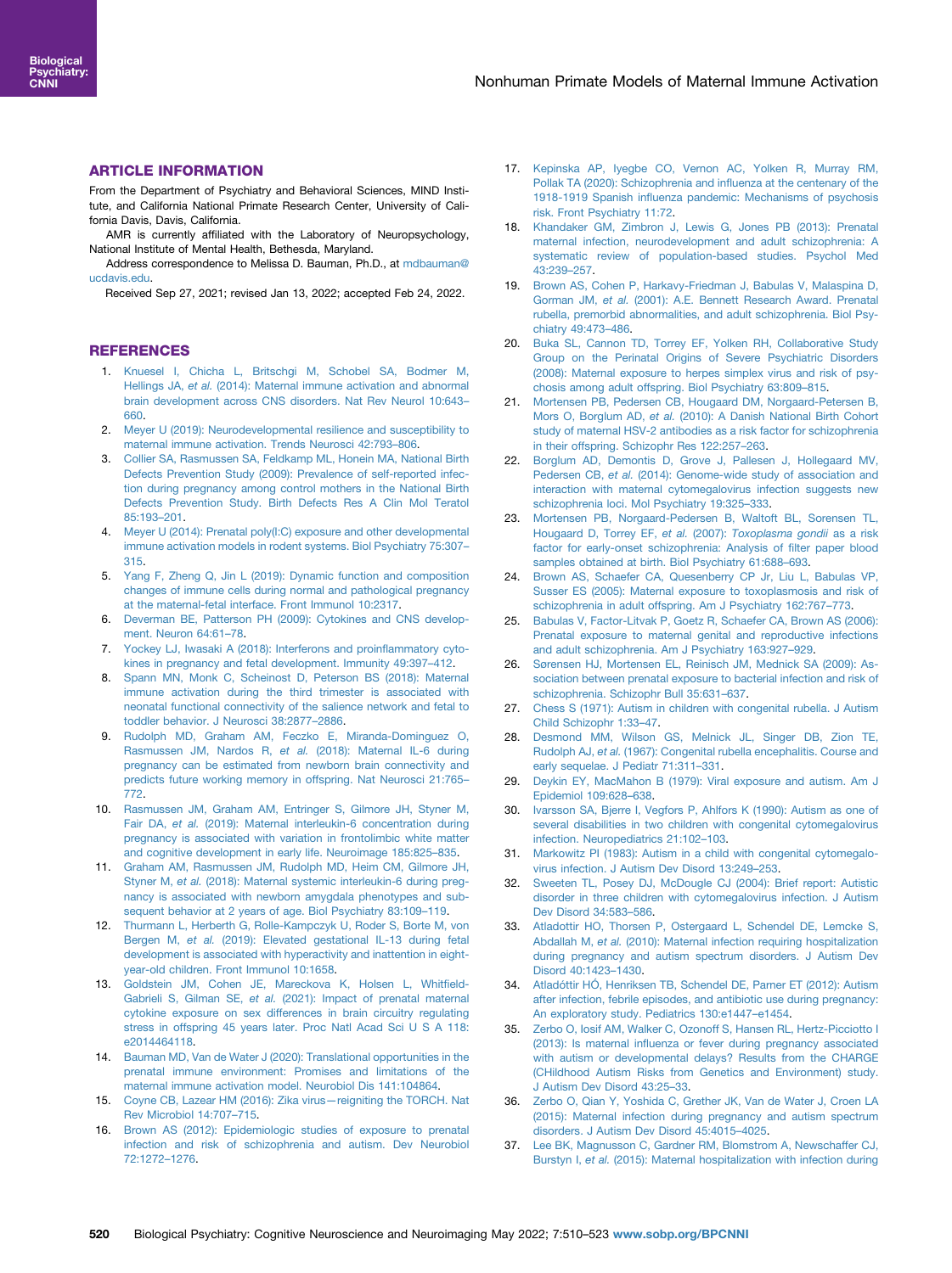## ARTICLE INFORMATION

From the Department of Psychiatry and Behavioral Sciences, MIND Institute, and California National Primate Research Center, University of California Davis, Davis, California.

AMR is currently affiliated with the Laboratory of Neuropsychology, National Institute of Mental Health, Bethesda, Maryland.

Address correspondence to Melissa D. Bauman, Ph.D., at mdbauman@ucdavis.edu.

Received Sep 27, 2021; revised Jan 13, 2022; accepted Feb 24, 2022.

## REFERENCES

1. Knuesel I, Chicha L, Britschgi M, Schobel SA, Bodmer M, Hellings JA, *et al.* (2014): Maternal immune activation and abnormal brain development across CNS disorders. Nat Rev Neurol 10:643–660.
2. Meyer U (2019): Neurodevelopmental resilience and susceptibility to maternal immune activation. Trends Neurosci 42:793–806.
3. Collier SA, Rasmussen SA, Feldkamp ML, Honein MA, National Birth Defects Prevention Study (2009): Prevalence of self-reported infection during pregnancy among control mothers in the National Birth Defects Prevention Study. Birth Defects Res A Clin Mol Teratol 85:193–201.
4. Meyer U (2014): Prenatal poly(I:C) exposure and other developmental immune activation models in rodent systems. Biol Psychiatry 75:307–315.
5. Yang F, Zheng Q, Jin L (2019): Dynamic function and composition changes of immune cells during normal and pathological pregnancy at the maternal-fetal interface. Front Immunol 10:2317.
6. Deverman BE, Patterson PH (2009): Cytokines and CNS development. Neuron 64:61–78.
7. Yockey LJ, Iwasaki A (2018): Interferons and proinflammatory cytokines in pregnancy and fetal development. Immunity 49:397–412.
8. Spann MN, Monk C, Scheinost D, Peterson BS (2018): Maternal immune activation during the third trimester is associated with neonatal functional connectivity of the salience network and fetal to toddler behavior. J Neurosci 38:2877–2886.
9. Rudolph MD, Graham AM, Feczko E, Miranda-Dominguez O, Rasmussen JM, Nardos R, *et al.* (2018): Maternal IL-6 during pregnancy can be estimated from newborn brain connectivity and predicts future working memory in offspring. Nat Neurosci 21:765–772.
10. Rasmussen JM, Graham AM, Entringer S, Gilmore JH, Styner M, Fair DA, *et al.* (2019): Maternal interleukin-6 concentration during pregnancy is associated with variation in frontolimbic white matter and cognitive development in early life. Neuroimage 185:825–835.
11. Graham AM, Rasmussen JM, Rudolph MD, Heim CM, Gilmore JH, Styner M, *et al.* (2018): Maternal systemic interleukin-6 during pregnancy is associated with newborn amygdala phenotypes and subsequent behavior at 2 years of age. Biol Psychiatry 83:109–119.
12. Thurmann L, Herberth G, Rolle-Kampczyk U, Roder S, Borte M, von Bergen M, *et al.* (2019): Elevated gestational IL-13 during fetal development is associated with hyperactivity and inattention in eight-year-old children. Front Immunol 10:1658.
13. Goldstein JM, Cohen JE, Mareckova K, Holsen L, Whitfield-Gabrieli S, Gilman SE, *et al.* (2021): Impact of prenatal maternal cytokine exposure on sex differences in brain circuitry regulating stress in offspring 45 years later. Proc Natl Acad Sci U S A 118:e2014464118.
14. Bauman MD, Van de Water J (2020): Translational opportunities in the prenatal immune environment: Promises and limitations of the maternal immune activation model. Neurobiol Dis 141:104864.
15. Coyne CB, Lazear HM (2016): Zika virus—reigniting the TORCH. Nat Rev Microbiol 14:707–715.
16. Brown AS (2012): Epidemiologic studies of exposure to prenatal infection and risk of schizophrenia and autism. Dev Neurobiol 72:1272–1276.
17. Kepinska AP, Iyegbe CO, Vernon AC, Yolken R, Murray RM, Pollak TA (2020): Schizophrenia and influenza at the centenary of the 1918-1919 Spanish influenza pandemic: Mechanisms of psychosis risk. Front Psychiatry 11:72.
18. Khandaker GM, Zimbron J, Lewis G, Jones PB (2013): Prenatal maternal infection, neurodevelopment and adult schizophrenia: A systematic review of population-based studies. Psychol Med 43:239–257.
19. Brown AS, Cohen P, Harkavy-Friedman J, Babulas V, Malaspina D, Gorman JM, *et al.* (2001): A.E. Bennett Research Award. Prenatal rubella, premorbid abnormalities, and adult schizophrenia. Biol Psychiatry 49:473–486.
20. Buka SL, Cannon TD, Torrey EF, Yolken RH, Collaborative Study Group on the Perinatal Origins of Severe Psychiatric Disorders (2008): Maternal exposure to herpes simplex virus and risk of psychosis among adult offspring. Biol Psychiatry 63:809–815.
21. Mortensen PB, Pedersen CB, Hougaard DM, Norgaard-Petersen B, Mors O, Borglum AD, *et al.* (2010): A Danish National Birth Cohort study of maternal HSV-2 antibodies as a risk factor for schizophrenia in their offspring. Schizophr Res 122:257–263.
22. Borglum AD, Demontis D, Grove J, Pallesen J, Hollegaard MV, Pedersen CB, *et al.* (2014): Genome-wide study of association and interaction with maternal cytomegalovirus infection suggests new schizophrenia loci. Mol Psychiatry 19:325–333.
23. Mortensen PB, Norgaard-Pedersen B, Waltoft BL, Sorensen TL, Hougaard D, Torrey EF, *et al.* (2007): *Toxoplasma gondii* as a risk factor for early-onset schizophrenia: Analysis of filter paper blood samples obtained at birth. Biol Psychiatry 61:688–693.
24. Brown AS, Schaefer CA, Quesenberry CP Jr, Liu L, Babulas VP, Susser ES (2005): Maternal exposure to toxoplasmosis and risk of schizophrenia in adult offspring. Am J Psychiatry 162:767–773.
25. Babulas V, Factor-Litvak P, Goetz R, Schaefer CA, Brown AS (2006): Prenatal exposure to maternal genital and reproductive infections and adult schizophrenia. Am J Psychiatry 163:927–929.
26. Sørensen HJ, Mortensen EL, Reinisch JM, Mednick SA (2009): Association between prenatal exposure to bacterial infection and risk of schizophrenia. Schizophr Bull 35:631–637.
27. Chess S (1971): Autism in children with congenital rubella. J Autism Child Schizophr 1:33–47.
28. Desmond MM, Wilson GS, Melnick JL, Singer DB, Zion TE, Rudolph AJ, *et al.* (1967): Congenital rubella encephalitis. Course and early sequelae. J Pediatr 71:311–331.
29. Deykin EY, MacMahon B (1979): Viral exposure and autism. Am J Epidemiol 109:628–638.
30. Ivarsson SA, Bjerre I, Vegfors P, Ahlfors K (1990): Autism as one of several disabilities in two children with congenital cytomegalovirus infection. Neuropediatrics 21:102–103.
31. Markowitz PI (1983): Autism in a child with congenital cytomegalovirus infection. J Autism Dev Disord 13:249–253.
32. Sweeten TL, Posey DJ, McDougle CJ (2004): Brief report: Autistic disorder in three children with cytomegalovirus infection. J Autism Dev Disord 34:583–586.
33. Atladottir HO, Thorsen P, Ostergaard L, Schendel DE, Lemcke S, Abdallah M, *et al.* (2010): Maternal infection requiring hospitalization during pregnancy and autism spectrum disorders. J Autism Dev Disord 40:1423–1430.
34. Atladóttir HÓ, Henriksen TB, Schendel DE, Parner ET (2012): Autism after infection, febrile episodes, and antibiotic use during pregnancy: An exploratory study. Pediatrics 130:e1447–e1454.
35. Zerbo O, Iosif AM, Walker C, Ozonoff S, Hansen RL, Hertz-Picciotto I (2013): Is maternal influenza or fever during pregnancy associated with autism or developmental delays? Results from the CHARGE (CHildhood Autism Risks from Genetics and Environment) study. J Autism Dev Disord 43:25–33.
36. Zerbo O, Qian Y, Yoshida C, Grether JK, Van de Water J, Croen LA (2015): Maternal infection during pregnancy and autism spectrum disorders. J Autism Dev Disord 45:4015–4025.
37. Lee BK, Magnusson C, Gardner RM, Blomstrom A, Newschaffer CJ, Burstyn I, *et al.* (2015): Maternal hospitalization with infection during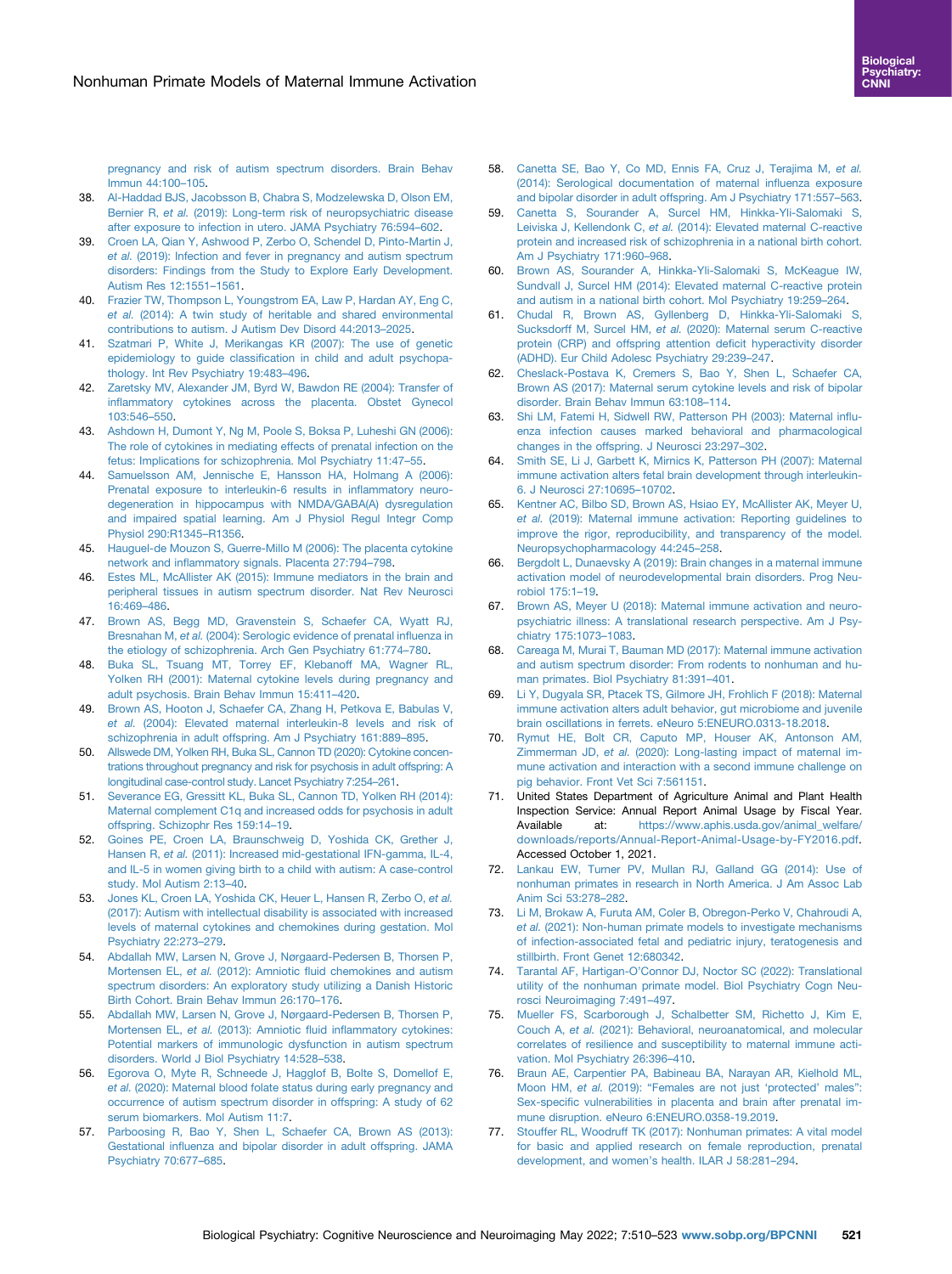pregnancy and risk of autism spectrum disorders. Brain Behav Immun 44:100–105.

38. Al-Haddad BJS, Jacobsson B, Chabra S, Modzelewska D, Olson EM, Bernier R, *et al.* (2019): Long-term risk of neuropsychiatric disease after exposure to infection in utero. JAMA Psychiatry 76:594–602.
39. Croen LA, Qian Y, Ashwood P, Zerbo O, Schendel D, Pinto-Martin J, *et al.* (2019): Infection and fever in pregnancy and autism spectrum disorders: Findings from the Study to Explore Early Development. Autism Res 12:1551–1561.
40. Frazier TW, Thompson L, Youngstrom EA, Law P, Hardan AY, Eng C, *et al.* (2014): A twin study of heritable and shared environmental contributions to autism. J Autism Dev Disord 44:2013–2025.
41. Szatmari P, White J, Merikangas KR (2007): The use of genetic epidemiology to guide classification in child and adult psychopathology. Int Rev Psychiatry 19:483–496.
42. Zaretsky MV, Alexander JM, Byrd W, Bawdon RE (2004): Transfer of inflammatory cytokines across the placenta. Obstet Gynecol 103:546–550.
43. Ashdown H, Dumont Y, Ng M, Poole S, Boksa P, Luheshi GN (2006): The role of cytokines in mediating effects of prenatal infection on the fetus: Implications for schizophrenia. Mol Psychiatry 11:47–55.
44. Samuelsson AM, Jennische E, Hansson HA, Holmang A (2006): Prenatal exposure to interleukin-6 results in inflammatory neurodegeneration in hippocampus with NMDA/GABA(A) dysregulation and impaired spatial learning. Am J Physiol Regul Integr Comp Physiol 290:R1345–R1356.
45. Hauguel-de Mouzon S, Guerre-Millo M (2006): The placenta cytokine network and inflammatory signals. Placenta 27:794–798.
46. Estes ML, McAllister AK (2015): Immune mediators in the brain and peripheral tissues in autism spectrum disorder. Nat Rev Neurosci 16:469–486.
47. Brown AS, Begg MD, Gravenstein S, Schaefer CA, Wyatt RJ, Bresnahan M, *et al.* (2004): Serologic evidence of prenatal influenza in the etiology of schizophrenia. Arch Gen Psychiatry 61:774–780.
48. Buka SL, Tsuang MT, Torrey EF, Klebanoff MA, Wagner RL, Yolken RH (2001): Maternal cytokine levels during pregnancy and adult psychosis. Brain Behav Immun 15:411–420.
49. Brown AS, Hooton J, Schaefer CA, Zhang H, Petkova E, Babulas V, *et al.* (2004): Elevated maternal interleukin-8 levels and risk of schizophrenia in adult offspring. Am J Psychiatry 161:889–895.
50. Allswede DM, Yolken RH, Buka SL, Cannon TD (2020): Cytokine concentrations throughout pregnancy and risk for psychosis in adult offspring: A longitudinal case-control study. Lancet Psychiatry 7:254–261.
51. Severance EG, Gressitt KL, Buka SL, Cannon TD, Yolken RH (2014): Maternal complement C1q and increased odds for psychosis in adult offspring. Schizophr Res 159:14–19.
52. Goines PE, Croen LA, Braunschweig D, Yoshida CK, Grether J, Hansen R, *et al.* (2011): Increased mid-gestational IFN-gamma, IL-4, and IL-5 in women giving birth to a child with autism: A case-control study. Mol Autism 2:13–40.
53. Jones KL, Croen LA, Yoshida CK, Heuer L, Hansen R, Zerbo O, *et al.* (2017): Autism with intellectual disability is associated with increased levels of maternal cytokines and chemokines during gestation. Mol Psychiatry 22:273–279.
54. Abdallah MW, Larsen N, Grove J, Nørgaard-Pedersen B, Thorsen P, Mortensen EL, *et al.* (2012): Amniotic fluid chemokines and autism spectrum disorders: An exploratory study utilizing a Danish Historic Birth Cohort. Brain Behav Immun 26:170–176.
55. Abdallah MW, Larsen N, Grove J, Nørgaard-Pedersen B, Thorsen P, Mortensen EL, *et al.* (2013): Amniotic fluid inflammatory cytokines: Potential markers of immunologic dysfunction in autism spectrum disorders. World J Biol Psychiatry 14:528–538.
56. Egorova O, Myte R, Schneede J, Hagglof B, Bolte S, Domellof E, *et al.* (2020): Maternal blood folate status during early pregnancy and occurrence of autism spectrum disorder in offspring: A study of 62 serum biomarkers. Mol Autism 11:7.
57. Parboosing R, Bao Y, Shen L, Schaefer CA, Brown AS (2013): Gestational influenza and bipolar disorder in adult offspring. JAMA Psychiatry 70:677–685.
58. Canetta SE, Bao Y, Co MD, Ennis FA, Cruz J, Terajima M, *et al.* (2014): Serological documentation of maternal influenza exposure and bipolar disorder in adult offspring. Am J Psychiatry 171:557–563.
59. Canetta S, Sourander A, Surcel HM, Hinkka-Yli-Salomaki S, Leiviska J, Kellendonk C, *et al.* (2014): Elevated maternal C-reactive protein and increased risk of schizophrenia in a national birth cohort. Am J Psychiatry 171:960–968.
60. Brown AS, Sourander A, Hinkka-Yli-Salomaki S, McKeague IW, Sundvall J, Surcel HM (2014): Elevated maternal C-reactive protein and autism in a national birth cohort. Mol Psychiatry 19:259–264.
61. Chudal R, Brown AS, Gyllenberg D, Hinkka-Yli-Salomaki S, Sucksdorff M, Surcel HM, *et al.* (2020): Maternal serum C-reactive protein (CRP) and offspring attention deficit hyperactivity disorder (ADHD). Eur Child Adolesc Psychiatry 29:239–247.
62. Cheslack-Postava K, Cremers S, Bao Y, Shen L, Schaefer CA, Brown AS (2017): Maternal serum cytokine levels and risk of bipolar disorder. Brain Behav Immun 63:108–114.
63. Shi LM, Fatemi H, Sidwell RW, Patterson PH (2003): Maternal influenza infection causes marked behavioral and pharmacological changes in the offspring. J Neurosci 23:297–302.
64. Smith SE, Li J, Garbett K, Mirnics K, Patterson PH (2007): Maternal immune activation alters fetal brain development through interleukin-6. J Neurosci 27:10695–10702.
65. Kentner AC, Bilbo SD, Brown AS, Hsiao EY, McAllister AK, Meyer U, *et al.* (2019): Maternal immune activation: Reporting guidelines to improve the rigor, reproducibility, and transparency of the model. Neuropsychopharmacology 44:245–258.
66. Bergdolt L, Dunaevsky A (2019): Brain changes in a maternal immune activation model of neurodevelopmental brain disorders. Prog Neurobiol 175:1–19.
67. Brown AS, Meyer U (2018): Maternal immune activation and neuropsychiatric illness: A translational research perspective. Am J Psychiatry 175:1073–1083.
68. Careaga M, Murai T, Bauman MD (2017): Maternal immune activation and autism spectrum disorder: From rodents to nonhuman and human primates. Biol Psychiatry 81:391–401.
69. Li Y, Dugyala SR, Ptacek TS, Gilmore JH, Frohlich F (2018): Maternal immune activation alters adult behavior, gut microbiome and juvenile brain oscillations in ferrets. eNeuro 5:ENEURO.0313-18.2018.
70. Rymut HE, Bolt CR, Caputo MP, Houser AK, Antonson AM, Zimmerman JD, *et al.* (2020): Long-lasting impact of maternal immune activation and interaction with a second immune challenge on pig behavior. Front Vet Sci 7:561151.
71. United States Department of Agriculture Animal and Plant Health Inspection Service: Annual Report Animal Usage by Fiscal Year. Available at: https://www.aphis.usda.gov/animal_welfare/downloads/reports/Annual-Report-Animal-Usage-by-FY2016.pdf. Accessed October 1, 2021.
72. Lankau EW, Turner PV, Mullan RJ, Galland GG (2014): Use of nonhuman primates in research in North America. J Am Assoc Lab Anim Sci 53:278–282.
73. Li M, Brokaw A, Furuta AM, Coler B, Obregon-Perko V, Chahroudi A, *et al.* (2021): Non-human primate models to investigate mechanisms of infection-associated fetal and pediatric injury, teratogenesis and stillbirth. Front Genet 12:680342.
74. Tarantal AF, Hartigan-O'Connor DJ, Noctor SC (2022): Translational utility of the nonhuman primate model. Biol Psychiatry Cogn Neurosci Neuroimaging 7:491–497.
75. Mueller FS, Scarborough J, Schalbetter SM, Richetto J, Kim E, Couch A, *et al.* (2021): Behavioral, neuroanatomical, and molecular correlates of resilience and susceptibility to maternal immune activation. Mol Psychiatry 26:396–410.
76. Braun AE, Carpentier PA, Babineau BA, Narayan AR, Kielhold ML, Moon HM, *et al.* (2019): "Females are not just 'protected' males": Sex-specific vulnerabilities in placenta and brain after prenatal immune disruption. eNeuro 6:ENEURO.0358-19.2019.
77. Stouffer RL, Woodruff TK (2017): Nonhuman primates: A vital model for basic and applied research on female reproduction, prenatal development, and women's health. ILAR J 58:281–294.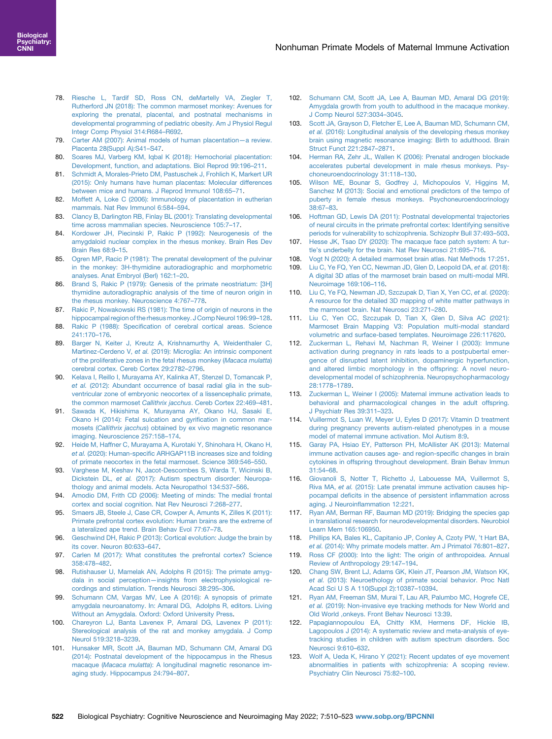78. Riesche L, Tardif SD, Ross CN, deMartelly VA, Ziegler T, Rutherford JN (2018): The common marmoset monkey: Avenues for exploring the prenatal, placental, and postnatal mechanisms in developmental programming of pediatric obesity. Am J Physiol Regul Integr Comp Physiol 314:R684–R692.
79. Carter AM (2007): Animal models of human placentation—a review. Placenta 28(Suppl A):S41–S47.
80. Soares MJ, Varberg KM, Iqbal K (2018): Hemochorial placentation: Development, function, and adaptations. Biol Reprod 99:196–211.
81. Schmidt A, Morales-Prieto DM, Pastuschek J, Frohlich K, Markert UR (2015): Only humans have human placentas: Molecular differences between mice and humans. J Reprod Immunol 108:65–71.
82. Moffett A, Loke C (2006): Immunology of placentation in eutherian mammals. Nat Rev Immunol 6:584–594.
83. Clancy B, Darlington RB, Finlay BL (2001): Translating developmental time across mammalian species. Neuroscience 105:7–17.
84. Kordower JH, Piecinski P, Rakic P (1992): Neurogenesis of the amygdaloid nuclear complex in the rhesus monkey. Brain Res Dev Brain Res 68:9–15.
85. Ogren MP, Racic P (1981): The prenatal development of the pulvinar in the monkey: 3H-thymidine autoradiographic and morphometric analyses. Anat Embryol (Berl) 162:1–20.
86. Brand S, Rakic P (1979): Genesis of the primate neostriatum: [3H] thymidine autoradiographic analysis of the time of neuron origin in the rhesus monkey. Neuroscience 4:767–778.
87. Rakic P, Nowakowski RS (1981): The time of origin of neurons in the hippocampal region of the rhesus monkey. J Comp Neurol 196:99–128.
88. Rakic P (1988): Specification of cerebral cortical areas. Science 241:170–176.
89. Barger N, Keiter J, Kreutz A, Krishnamurthy A, Weidenthaler C, Martinez-Cerdeno V, *et al.* (2019): Microglia: An intrinsic component of the proliferative zones in the fetal rhesus monkey (*Macaca mulatta*) cerebral cortex. Cereb Cortex 29:2782–2796.
90. Kelava I, Reillo I, Murayama AY, Kalinka AT, Stenzel D, Tomancak P, *et al.* (2012): Abundant occurrence of basal radial glia in the subventricular zone of embryonic neocortex of a lissencephalic primate, the common marmoset *Callithrix jacchus*. Cereb Cortex 22:469–481.
91. Sawada K, Hikishima K, Murayama AY, Okano HJ, Sasaki E, Okano H (2014): Fetal sulcation and gyrification in common marmosets (*Callithrix jacchus*) obtained by ex vivo magnetic resonance imaging. Neuroscience 257:158–174.
92. Heide M, Haffner C, Murayama A, Kurotaki Y, Shinohara H, Okano H, *et al.* (2020): Human-specific ARHGAP11B increases size and folding of primate neocortex in the fetal marmoset. Science 369:546–550.
93. Varghese M, Keshav N, Jacot-Descombes S, Warda T, Wicinski B, Dickstein DL, *et al.* (2017): Autism spectrum disorder: Neuropathology and animal models. Acta Neuropathol 134:537–566.
94. Amodio DM, Frith CD (2006): Meeting of minds: The medial frontal cortex and social cognition. Nat Rev Neurosci 7:268–277.
95. Smaers JB, Steele J, Case CR, Cowper A, Amunts K, Zilles K (2011): Primate prefrontal cortex evolution: Human brains are the extreme of a lateralized ape trend. Brain Behav Evol 77:67–78.
96. Geschwind DH, Rakic P (2013): Cortical evolution: Judge the brain by its cover. Neuron 80:633–647.
97. Carlen M (2017): What constitutes the prefrontal cortex? Science 358:478–482.
98. Rutishauser U, Mamelak AN, Adolphs R (2015): The primate amygdala in social perception—insights from electrophysiological recordings and stimulation. Trends Neurosci 38:295–306.
99. Schumann CM, Vargas MV, Lee A (2016): A synopsis of primate amygdala neuroanatomy. In: Amaral DG, Adolphs R, editors. Living Without an Amygdala. Oxford: Oxford University Press.
100. Chareyron LJ, Banta Lavenex P, Amaral DG, Lavenex P (2011): Stereological analysis of the rat and monkey amygdala. J Comp Neurol 519:3218–3239.
101. Hunsaker MR, Scott JA, Bauman MD, Schumann CM, Amaral DG (2014): Postnatal development of the hippocampus in the Rhesus macaque (*Macaca mulatta*): A longitudinal magnetic resonance imaging study. Hippocampus 24:794–807.
102. Schumann CM, Scott JA, Lee A, Bauman MD, Amaral DG (2019): Amygdala growth from youth to adulthood in the macaque monkey. J Comp Neurol 527:3034–3045.
103. Scott JA, Grayson D, Fletcher E, Lee A, Bauman MD, Schumann CM, *et al.* (2016): Longitudinal analysis of the developing rhesus monkey brain using magnetic resonance imaging: Birth to adulthood. Brain Struct Funct 221:2847–2871.
104. Herman RA, Zehr JL, Wallen K (2006): Prenatal androgen blockade accelerates pubertal development in male rhesus monkeys. Psychoneuroendocrinology 31:118–130.
105. Wilson ME, Bounar S, Godfrey J, Michopoulos V, Higgins M, Sanchez M (2013): Social and emotional predictors of the tempo of puberty in female rhesus monkeys. Psychoneuroendocrinology 38:67–83.
106. Hoftman GD, Lewis DA (2011): Postnatal developmental trajectories of neural circuits in the primate prefrontal cortex: Identifying sensitive periods for vulnerability to schizophrenia. Schizophr Bull 37:493–503.
107. Hesse JK, Tsao DY (2020): The macaque face patch system: A turtle's underbelly for the brain. Nat Rev Neurosci 21:695–716.
108. Vogt N (2020): A detailed marmoset brain atlas. Nat Methods 17:251.
109. Liu C, Ye FQ, Yen CC, Newman JD, Glen D, Leopold DA, *et al.* (2018): A digital 3D atlas of the marmoset brain based on multi-modal MRI. Neuroimage 169:106–116.
110. Liu C, Ye FQ, Newman JD, Szczupak D, Tian X, Yen CC, *et al.* (2020): A resource for the detailed 3D mapping of white matter pathways in the marmoset brain. Nat Neurosci 23:271–280.
111. Liu C, Yen CC, Szczupak D, Tian X, Glen D, Silva AC (2021): Marmoset Brain Mapping V3: Population multi-modal standard volumetric and surface-based templates. Neuroimage 226:117620.
112. Zuckerman L, Rehavi M, Nachman R, Weiner I (2003): Immune activation during pregnancy in rats leads to a postpubertal emergence of disrupted latent inhibition, dopaminergic hyperfunction, and altered limbic morphology in the offspring: A novel neurodevelopmental model of schizophrenia. Neuropsychopharmacology 28:1778–1789.
113. Zuckerman L, Weiner I (2005): Maternal immune activation leads to behavioral and pharmacological changes in the adult offspring. J Psychiatr Res 39:311–323.
114. Vuillermot S, Luan W, Meyer U, Eyles D (2017): Vitamin D treatment during pregnancy prevents autism-related phenotypes in a mouse model of maternal immune activation. Mol Autism 8:9.
115. Garay PA, Hsiao EY, Patterson PH, McAllister AK (2013): Maternal immune activation causes age- and region-specific changes in brain cytokines in offspring throughout development. Brain Behav Immun 31:54–68.
116. Giovanoli S, Notter T, Richetto J, Labouesse MA, Vuillermot S, Riva MA, *et al.* (2015): Late prenatal immune activation causes hippocampal deficits in the absence of persistent inflammation across aging. J Neuroinflammation 12:221.
117. Ryan AM, Berman RF, Bauman MD (2019): Bridging the species gap in translational research for neurodevelopmental disorders. Neurobiol Learn Mem 165:106950.
118. Phillips KA, Bales KL, Capitanio JP, Conley A, Czoty PW, 't Hart BA, *et al.* (2014): Why primate models matter. Am J Primatol 76:801–827.
119. Ross CF (2000): Into the light: The origin of anthropoidea. Annual Review of Anthropology 29:147–194.
120. Chang SW, Brent LJ, Adams GK, Klein JT, Pearson JM, Watson KK, *et al.* (2013): Neuroethology of primate social behavior. Proc Natl Acad Sci U S A 110(Suppl 2):10387–10394.
121. Ryan AM, Freeman SM, Murai T, Lau AR, Palumbo MC, Hogrefe CE, *et al.* (2019): Non-invasive eye tracking methods for New World and Old World ,onkeys. Front Behav Neurosci 13:39.
122. Papagiannopoulou EA, Chitty KM, Hermens DF, Hickie IB, Lagopoulos J (2014): A systematic review and meta-analysis of eye-tracking studies in children with autism spectrum disorders. Soc Neurosci 9:610–632.
123. Wolf A, Ueda K, Hirano Y (2021): Recent updates of eye movement abnormalities in patients with schizophrenia: A scoping review. Psychiatry Clin Neurosci 75:82–100.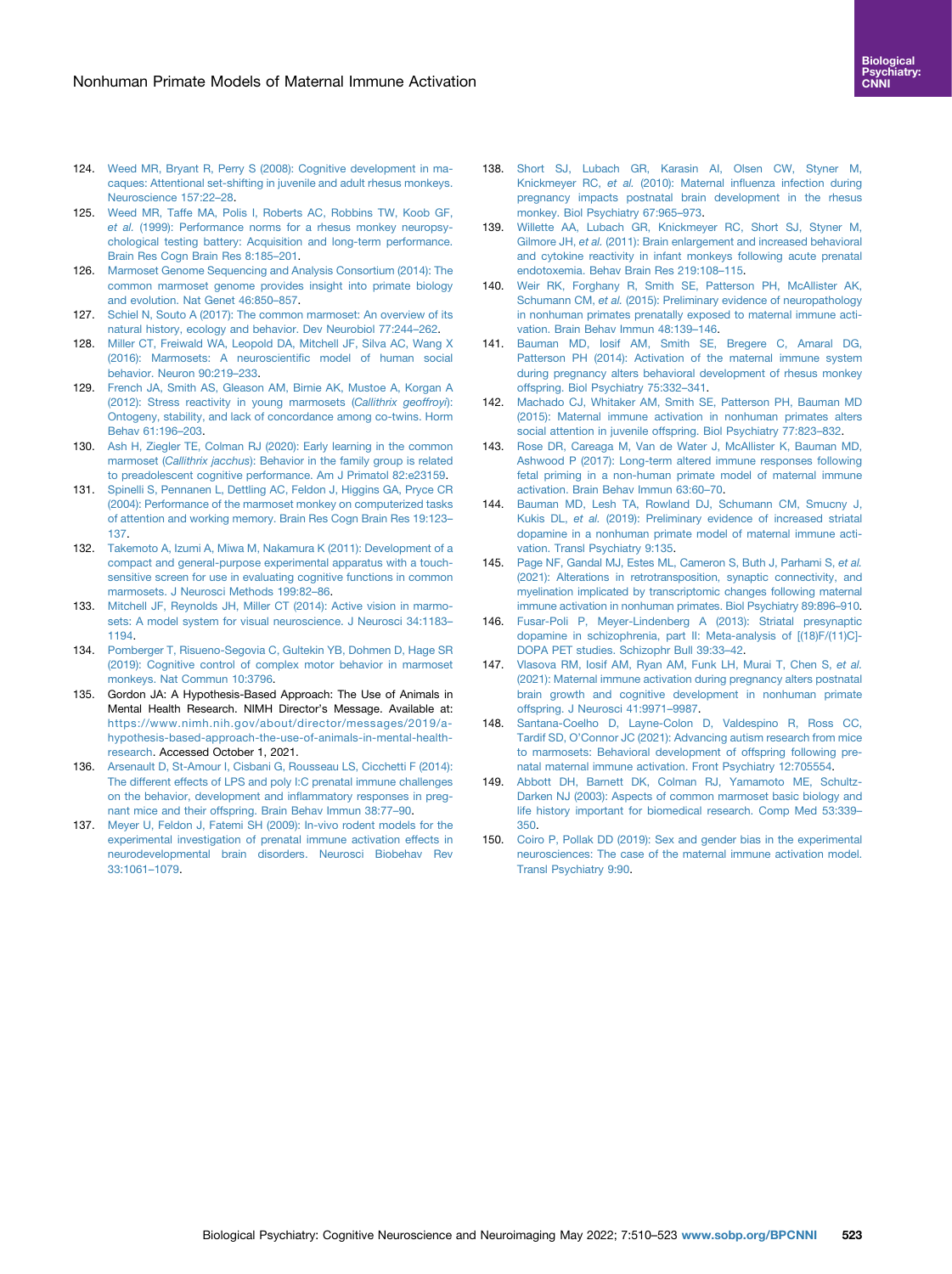124. Weed MR, Bryant R, Perry S (2008): Cognitive development in macaques: Attentional set-shifting in juvenile and adult rhesus monkeys. Neuroscience 157:22–28.
125. Weed MR, Taffe MA, Polis I, Roberts AC, Robbins TW, Koob GF, *et al.* (1999): Performance norms for a rhesus monkey neuropsychological testing battery: Acquisition and long-term performance. Brain Res Cogn Brain Res 8:185–201.
126. Marmoset Genome Sequencing and Analysis Consortium (2014): The common marmoset genome provides insight into primate biology and evolution. Nat Genet 46:850–857.
127. Schiel N, Souto A (2017): The common marmoset: An overview of its natural history, ecology and behavior. Dev Neurobiol 77:244–262.
128. Miller CT, Freiwald WA, Leopold DA, Mitchell JF, Silva AC, Wang X (2016): Marmosets: A neuroscientific model of human social behavior. Neuron 90:219–233.
129. French JA, Smith AS, Gleason AM, Birnie AK, Mustoe A, Korgan A (2012): Stress reactivity in young marmosets (*Callithrix geoffroyi*): Ontogeny, stability, and lack of concordance among co-twins. Horm Behav 61:196–203.
130. Ash H, Ziegler TE, Colman RJ (2020): Early learning in the common marmoset (*Callithrix jacchus*): Behavior in the family group is related to preadolescent cognitive performance. Am J Primatol 82:e23159.
131. Spinelli S, Pennanen L, Dettling AC, Feldon J, Higgins GA, Pryce CR (2004): Performance of the marmoset monkey on computerized tasks of attention and working memory. Brain Res Cogn Brain Res 19:123–137.
132. Takemoto A, Izumi A, Miwa M, Nakamura K (2011): Development of a compact and general-purpose experimental apparatus with a touch-sensitive screen for use in evaluating cognitive functions in common marmosets. J Neurosci Methods 199:82–86.
133. Mitchell JF, Reynolds JH, Miller CT (2014): Active vision in marmosets: A model system for visual neuroscience. J Neurosci 34:1183–1194.
134. Pomberger T, Risueno-Segovia C, Gultekin YB, Dohmen D, Hage SR (2019): Cognitive control of complex motor behavior in marmoset monkeys. Nat Commun 10:3796.
135. Gordon JA: A Hypothesis-Based Approach: The Use of Animals in Mental Health Research. NIMH Director's Message. Available at: https://www.nimh.nih.gov/about/director/messages/2019/a-hypothesis-based-approach-the-use-of-animals-in-mental-health-research. Accessed October 1, 2021.
136. Arsenault D, St-Amour I, Cisbani G, Rousseau LS, Cicchetti F (2014): The different effects of LPS and poly I:C prenatal immune challenges on the behavior, development and inflammatory responses in pregnant mice and their offspring. Brain Behav Immun 38:77–90.
137. Meyer U, Feldon J, Fatemi SH (2009): In-vivo rodent models for the experimental investigation of prenatal immune activation effects in neurodevelopmental brain disorders. Neurosci Biobehav Rev 33:1061–1079.
138. Short SJ, Lubach GR, Karasin AI, Olsen CW, Styner M, Knickmeyer RC, *et al.* (2010): Maternal influenza infection during pregnancy impacts postnatal brain development in the rhesus monkey. Biol Psychiatry 67:965–973.
139. Willette AA, Lubach GR, Knickmeyer RC, Short SJ, Styner M, Gilmore JH, *et al.* (2011): Brain enlargement and increased behavioral and cytokine reactivity in infant monkeys following acute prenatal endotoxemia. Behav Brain Res 219:108–115.
140. Weir RK, Forghany R, Smith SE, Patterson PH, McAllister AK, Schumann CM, *et al.* (2015): Preliminary evidence of neuropathology in nonhuman primates prenatally exposed to maternal immune activation. Brain Behav Immun 48:139–146.
141. Bauman MD, Iosif AM, Smith SE, Bregere C, Amaral DG, Patterson PH (2014): Activation of the maternal immune system during pregnancy alters behavioral development of rhesus monkey offspring. Biol Psychiatry 75:332–341.
142. Machado CJ, Whitaker AM, Smith SE, Patterson PH, Bauman MD (2015): Maternal immune activation in nonhuman primates alters social attention in juvenile offspring. Biol Psychiatry 77:823–832.
143. Rose DR, Careaga M, Van de Water J, McAllister K, Bauman MD, Ashwood P (2017): Long-term altered immune responses following fetal priming in a non-human primate model of maternal immune activation. Brain Behav Immun 63:60–70.
144. Bauman MD, Lesh TA, Rowland DJ, Schumann CM, Smucny J, Kukis DL, *et al.* (2019): Preliminary evidence of increased striatal dopamine in a nonhuman primate model of maternal immune activation. Transl Psychiatry 9:135.
145. Page NF, Gandal MJ, Estes ML, Cameron S, Buth J, Parhami S, *et al.* (2021): Alterations in retrotransposition, synaptic connectivity, and myelination implicated by transcriptomic changes following maternal immune activation in nonhuman primates. Biol Psychiatry 89:896–910.
146. Fusar-Poli P, Meyer-Lindenberg A (2013): Striatal presynaptic dopamine in schizophrenia, part II: Meta-analysis of [(18)F/(11)C]-DOPA PET studies. Schizophr Bull 39:33–42.
147. Vlasova RM, Iosif AM, Ryan AM, Funk LH, Murai T, Chen S, *et al.* (2021): Maternal immune activation during pregnancy alters postnatal brain growth and cognitive development in nonhuman primate offspring. J Neurosci 41:9971–9987.
148. Santana-Coelho D, Layne-Colon D, Valdespino R, Ross CC, Tardif SD, O'Connor JC (2021): Advancing autism research from mice to marmosets: Behavioral development of offspring following prenatal maternal immune activation. Front Psychiatry 12:705554.
149. Abbott DH, Barnett DK, Colman RJ, Yamamoto ME, Schultz-Darken NJ (2003): Aspects of common marmoset basic biology and life history important for biomedical research. Comp Med 53:339–350.
150. Coiro P, Pollak DD (2019): Sex and gender bias in the experimental neurosciences: The case of the maternal immune activation model. Transl Psychiatry 9:90.